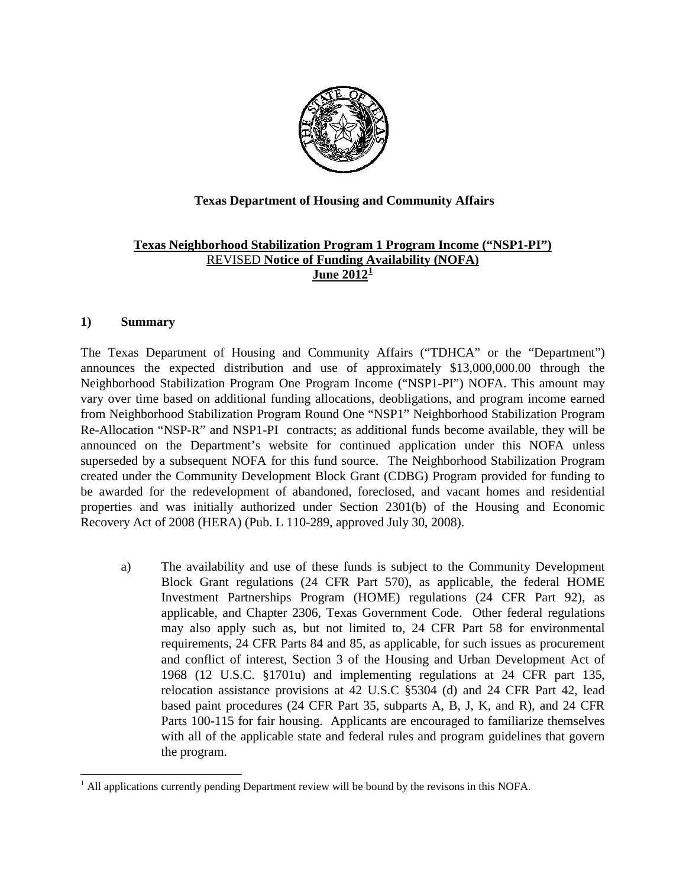**Texas Department of Housing and Community Affairs**

**Texas Neighborhood Stabilization Program 1 Program Income ("NSP1-PI")**
REVISED **Notice of Funding Availability (NOFA)**
**June 2012**[1]

## 1) Summary

The Texas Department of Housing and Community Affairs ("TDHCA" or the "Department") announces the expected distribution and use of approximately $13,000,000.00 through the Neighborhood Stabilization Program One Program Income ("NSP1-PI") NOFA. This amount may vary over time based on additional funding allocations, deobligations, and program income earned from Neighborhood Stabilization Program Round One "NSP1" Neighborhood Stabilization Program Re-Allocation "NSP-R" and NSP1-PI contracts; as additional funds become available, they will be announced on the Department's website for continued application under this NOFA unless superseded by a subsequent NOFA for this fund source. The Neighborhood Stabilization Program created under the Community Development Block Grant (CDBG) Program provided for funding to be awarded for the redevelopment of abandoned, foreclosed, and vacant homes and residential properties and was initially authorized under Section 2301(b) of the Housing and Economic Recovery Act of 2008 (HERA) (Pub. L 110-289, approved July 30, 2008).

a) The availability and use of these funds is subject to the Community Development Block Grant regulations (24 CFR Part 570), as applicable, the federal HOME Investment Partnerships Program (HOME) regulations (24 CFR Part 92), as applicable, and Chapter 2306, Texas Government Code. Other federal regulations may also apply such as, but not limited to, 24 CFR Part 58 for environmental requirements, 24 CFR Parts 84 and 85, as applicable, for such issues as procurement and conflict of interest, Section 3 of the Housing and Urban Development Act of 1968 (12 U.S.C. §1701u) and implementing regulations at 24 CFR part 135, relocation assistance provisions at 42 U.S.C §5304 (d) and 24 CFR Part 42, lead based paint procedures (24 CFR Part 35, subparts A, B, J, K, and R), and 24 CFR Parts 100-115 for fair housing. Applicants are encouraged to familiarize themselves with all of the applicable state and federal rules and program guidelines that govern the program.

---

[1] All applications currently pending Department review will be bound by the revisons in this NOFA.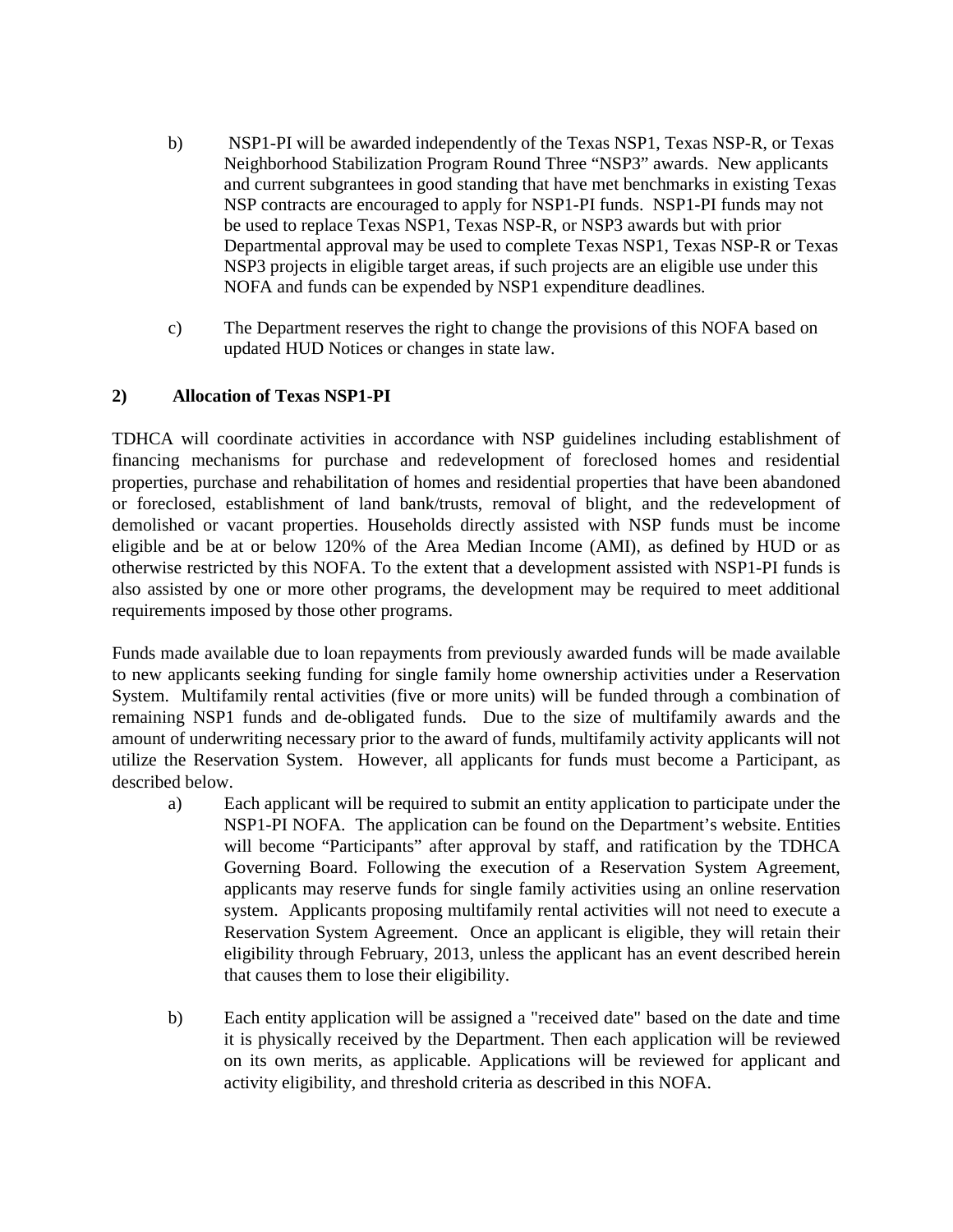b) NSP1-PI will be awarded independently of the Texas NSP1, Texas NSP-R, or Texas Neighborhood Stabilization Program Round Three "NSP3" awards. New applicants and current subgrantees in good standing that have met benchmarks in existing Texas NSP contracts are encouraged to apply for NSP1-PI funds. NSP1-PI funds may not be used to replace Texas NSP1, Texas NSP-R, or NSP3 awards but with prior Departmental approval may be used to complete Texas NSP1, Texas NSP-R or Texas NSP3 projects in eligible target areas, if such projects are an eligible use under this NOFA and funds can be expended by NSP1 expenditure deadlines.

c) The Department reserves the right to change the provisions of this NOFA based on updated HUD Notices or changes in state law.

**2) Allocation of Texas NSP1-PI**

TDHCA will coordinate activities in accordance with NSP guidelines including establishment of financing mechanisms for purchase and redevelopment of foreclosed homes and residential properties, purchase and rehabilitation of homes and residential properties that have been abandoned or foreclosed, establishment of land bank/trusts, removal of blight, and the redevelopment of demolished or vacant properties. Households directly assisted with NSP funds must be income eligible and be at or below 120% of the Area Median Income (AMI), as defined by HUD or as otherwise restricted by this NOFA. To the extent that a development assisted with NSP1-PI funds is also assisted by one or more other programs, the development may be required to meet additional requirements imposed by those other programs.

Funds made available due to loan repayments from previously awarded funds will be made available to new applicants seeking funding for single family home ownership activities under a Reservation System. Multifamily rental activities (five or more units) will be funded through a combination of remaining NSP1 funds and de-obligated funds. Due to the size of multifamily awards and the amount of underwriting necessary prior to the award of funds, multifamily activity applicants will not utilize the Reservation System. However, all applicants for funds must become a Participant, as described below.

a) Each applicant will be required to submit an entity application to participate under the NSP1-PI NOFA. The application can be found on the Department's website. Entities will become "Participants" after approval by staff, and ratification by the TDHCA Governing Board. Following the execution of a Reservation System Agreement, applicants may reserve funds for single family activities using an online reservation system. Applicants proposing multifamily rental activities will not need to execute a Reservation System Agreement. Once an applicant is eligible, they will retain their eligibility through February, 2013, unless the applicant has an event described herein that causes them to lose their eligibility.

b) Each entity application will be assigned a "received date" based on the date and time it is physically received by the Department. Then each application will be reviewed on its own merits, as applicable. Applications will be reviewed for applicant and activity eligibility, and threshold criteria as described in this NOFA.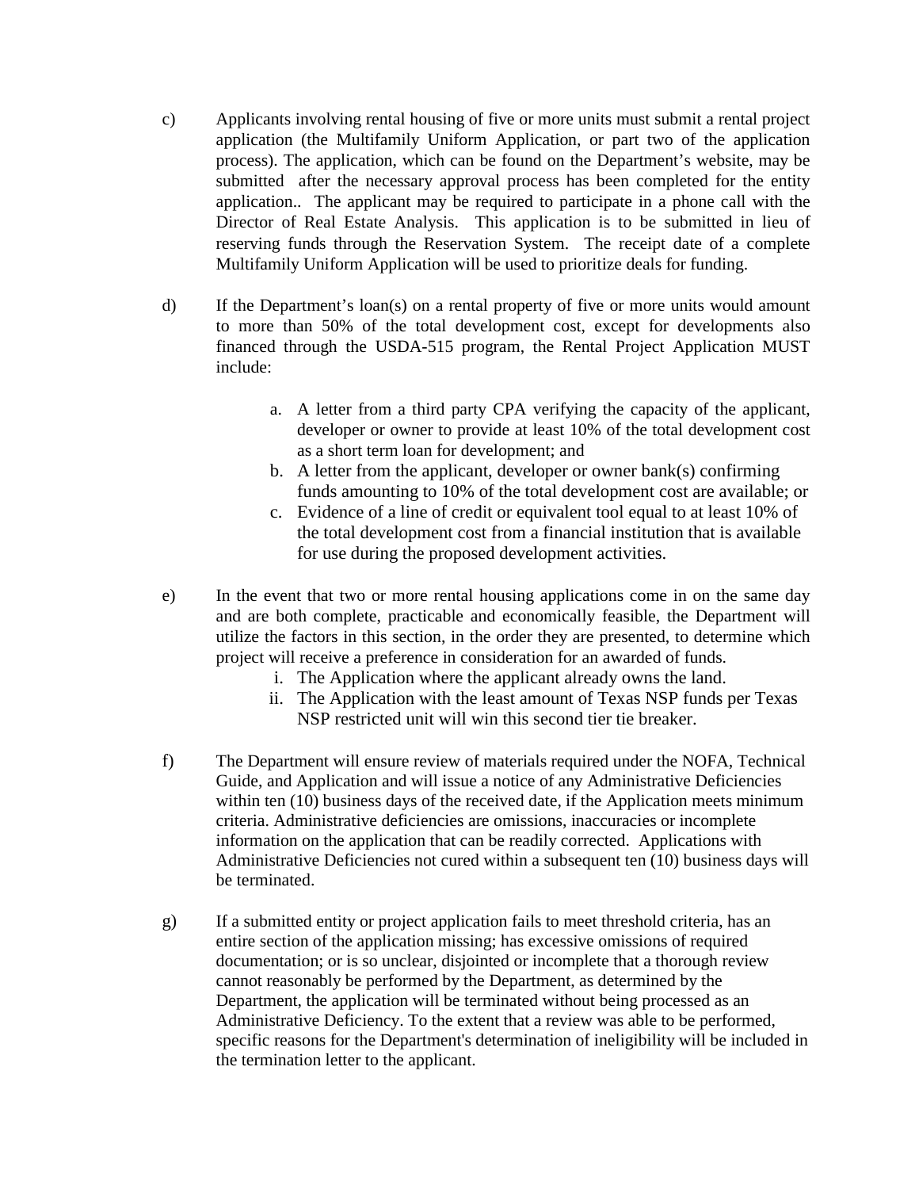c) Applicants involving rental housing of five or more units must submit a rental project application (the Multifamily Uniform Application, or part two of the application process). The application, which can be found on the Department's website, may be submitted after the necessary approval process has been completed for the entity application.. The applicant may be required to participate in a phone call with the Director of Real Estate Analysis. This application is to be submitted in lieu of reserving funds through the Reservation System. The receipt date of a complete Multifamily Uniform Application will be used to prioritize deals for funding.

d) If the Department's loan(s) on a rental property of five or more units would amount to more than 50% of the total development cost, except for developments also financed through the USDA-515 program, the Rental Project Application MUST include:

   a. A letter from a third party CPA verifying the capacity of the applicant, developer or owner to provide at least 10% of the total development cost as a short term loan for development; and
   b. A letter from the applicant, developer or owner bank(s) confirming funds amounting to 10% of the total development cost are available; or
   c. Evidence of a line of credit or equivalent tool equal to at least 10% of the total development cost from a financial institution that is available for use during the proposed development activities.

e) In the event that two or more rental housing applications come in on the same day and are both complete, practicable and economically feasible, the Department will utilize the factors in this section, in the order they are presented, to determine which project will receive a preference in consideration for an awarded of funds.

   i. The Application where the applicant already owns the land.
   ii. The Application with the least amount of Texas NSP funds per Texas NSP restricted unit will win this second tier tie breaker.

f) The Department will ensure review of materials required under the NOFA, Technical Guide, and Application and will issue a notice of any Administrative Deficiencies within ten (10) business days of the received date, if the Application meets minimum criteria. Administrative deficiencies are omissions, inaccuracies or incomplete information on the application that can be readily corrected. Applications with Administrative Deficiencies not cured within a subsequent ten (10) business days will be terminated.

g) If a submitted entity or project application fails to meet threshold criteria, has an entire section of the application missing; has excessive omissions of required documentation; or is so unclear, disjointed or incomplete that a thorough review cannot reasonably be performed by the Department, as determined by the Department, the application will be terminated without being processed as an Administrative Deficiency. To the extent that a review was able to be performed, specific reasons for the Department's determination of ineligibility will be included in the termination letter to the applicant.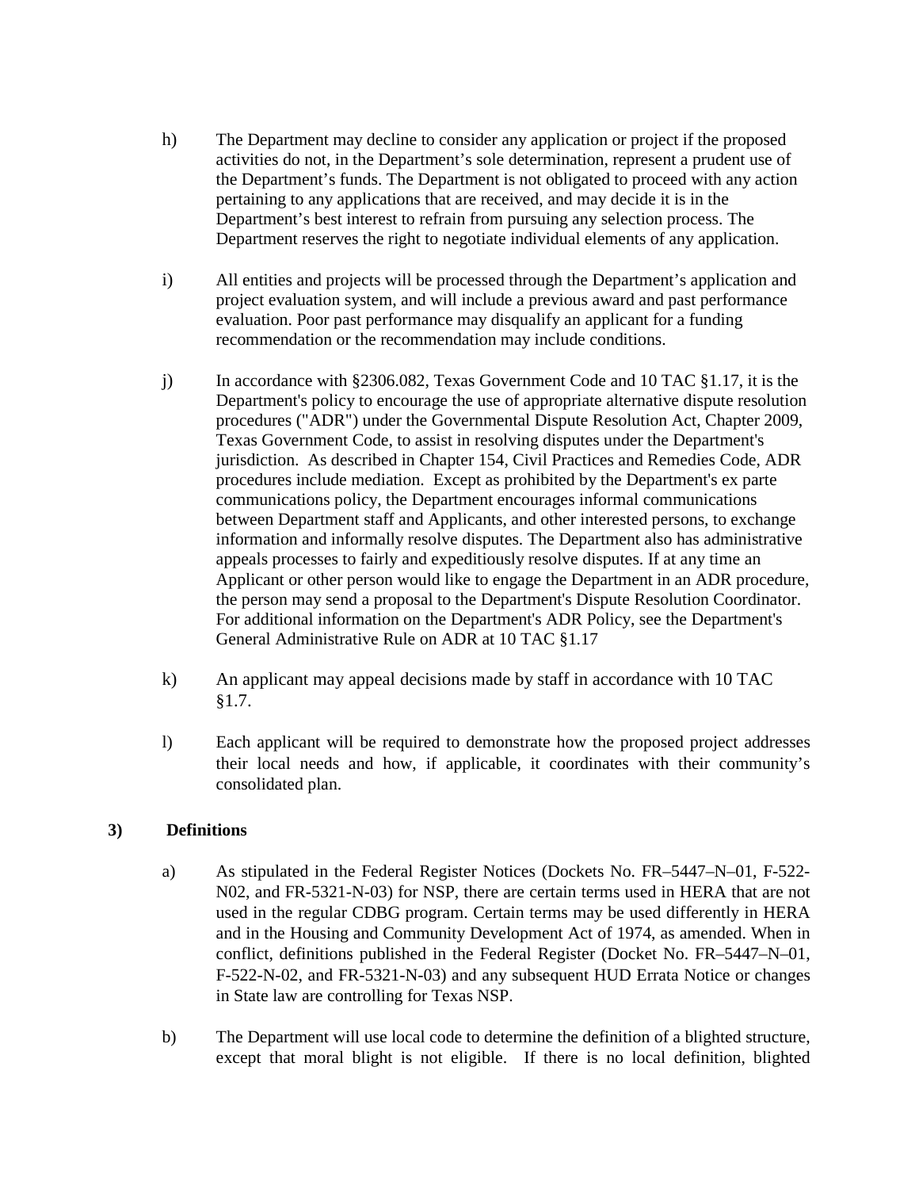h) The Department may decline to consider any application or project if the proposed activities do not, in the Department's sole determination, represent a prudent use of the Department's funds. The Department is not obligated to proceed with any action pertaining to any applications that are received, and may decide it is in the Department's best interest to refrain from pursuing any selection process. The Department reserves the right to negotiate individual elements of any application.

i) All entities and projects will be processed through the Department's application and project evaluation system, and will include a previous award and past performance evaluation. Poor past performance may disqualify an applicant for a funding recommendation or the recommendation may include conditions.

j) In accordance with §2306.082, Texas Government Code and 10 TAC §1.17, it is the Department's policy to encourage the use of appropriate alternative dispute resolution procedures ("ADR") under the Governmental Dispute Resolution Act, Chapter 2009, Texas Government Code, to assist in resolving disputes under the Department's jurisdiction. As described in Chapter 154, Civil Practices and Remedies Code, ADR procedures include mediation. Except as prohibited by the Department's ex parte communications policy, the Department encourages informal communications between Department staff and Applicants, and other interested persons, to exchange information and informally resolve disputes. The Department also has administrative appeals processes to fairly and expeditiously resolve disputes. If at any time an Applicant or other person would like to engage the Department in an ADR procedure, the person may send a proposal to the Department's Dispute Resolution Coordinator. For additional information on the Department's ADR Policy, see the Department's General Administrative Rule on ADR at 10 TAC §1.17

k) An applicant may appeal decisions made by staff in accordance with 10 TAC §1.7.

l) Each applicant will be required to demonstrate how the proposed project addresses their local needs and how, if applicable, it coordinates with their community's consolidated plan.

**3) Definitions**

a) As stipulated in the Federal Register Notices (Dockets No. FR–5447–N–01, F-522-N02, and FR-5321-N-03) for NSP, there are certain terms used in HERA that are not used in the regular CDBG program. Certain terms may be used differently in HERA and in the Housing and Community Development Act of 1974, as amended. When in conflict, definitions published in the Federal Register (Docket No. FR–5447–N–01, F-522-N-02, and FR-5321-N-03) and any subsequent HUD Errata Notice or changes in State law are controlling for Texas NSP.

b) The Department will use local code to determine the definition of a blighted structure, except that moral blight is not eligible. If there is no local definition, blighted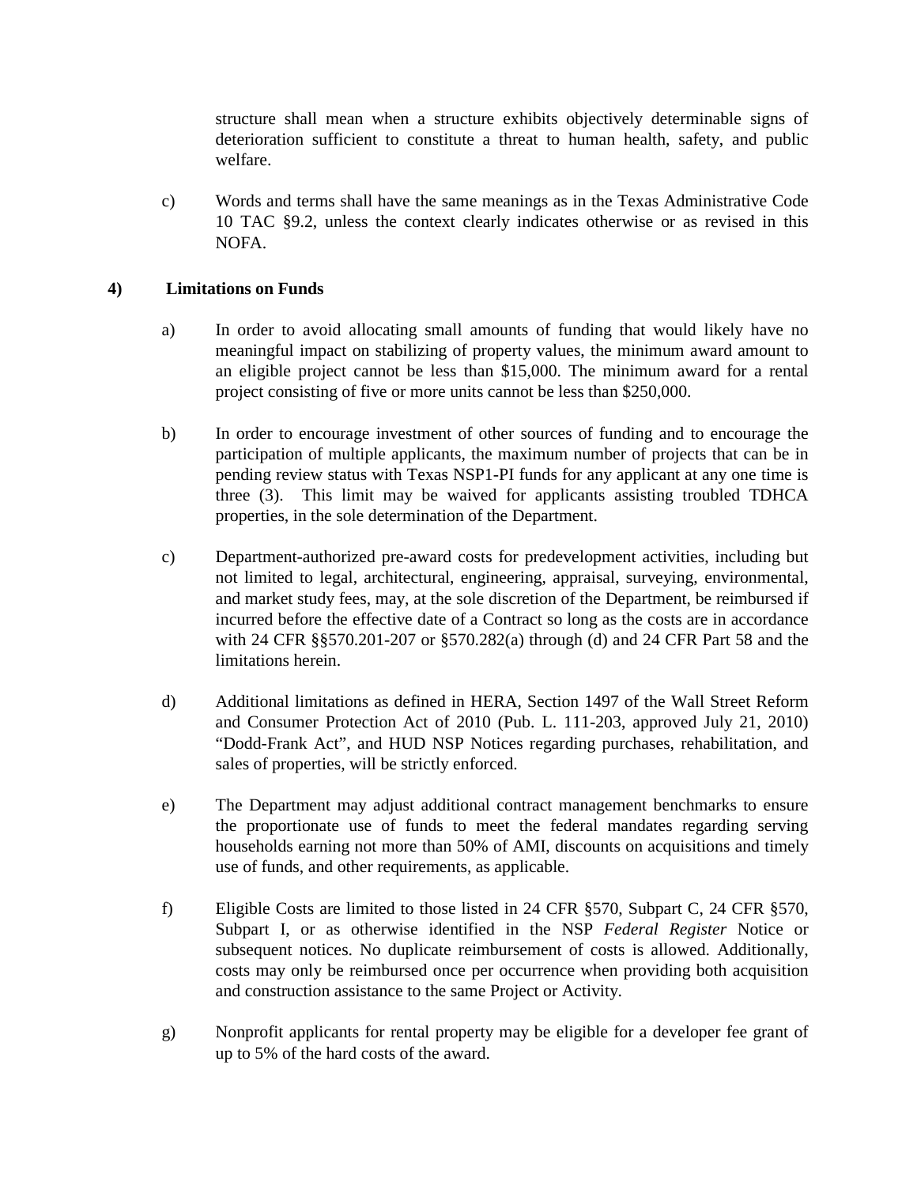structure shall mean when a structure exhibits objectively determinable signs of deterioration sufficient to constitute a threat to human health, safety, and public welfare.

c) Words and terms shall have the same meanings as in the Texas Administrative Code 10 TAC §9.2, unless the context clearly indicates otherwise or as revised in this NOFA.

## 4) Limitations on Funds

a) In order to avoid allocating small amounts of funding that would likely have no meaningful impact on stabilizing of property values, the minimum award amount to an eligible project cannot be less than $15,000. The minimum award for a rental project consisting of five or more units cannot be less than $250,000.

b) In order to encourage investment of other sources of funding and to encourage the participation of multiple applicants, the maximum number of projects that can be in pending review status with Texas NSP1-PI funds for any applicant at any one time is three (3). This limit may be waived for applicants assisting troubled TDHCA properties, in the sole determination of the Department.

c) Department-authorized pre-award costs for predevelopment activities, including but not limited to legal, architectural, engineering, appraisal, surveying, environmental, and market study fees, may, at the sole discretion of the Department, be reimbursed if incurred before the effective date of a Contract so long as the costs are in accordance with 24 CFR §§570.201-207 or §570.282(a) through (d) and 24 CFR Part 58 and the limitations herein.

d) Additional limitations as defined in HERA, Section 1497 of the Wall Street Reform and Consumer Protection Act of 2010 (Pub. L. 111-203, approved July 21, 2010) "Dodd-Frank Act", and HUD NSP Notices regarding purchases, rehabilitation, and sales of properties, will be strictly enforced.

e) The Department may adjust additional contract management benchmarks to ensure the proportionate use of funds to meet the federal mandates regarding serving households earning not more than 50% of AMI, discounts on acquisitions and timely use of funds, and other requirements, as applicable.

f) Eligible Costs are limited to those listed in 24 CFR §570, Subpart C, 24 CFR §570, Subpart I, or as otherwise identified in the NSP *Federal Register* Notice or subsequent notices. No duplicate reimbursement of costs is allowed. Additionally, costs may only be reimbursed once per occurrence when providing both acquisition and construction assistance to the same Project or Activity.

g) Nonprofit applicants for rental property may be eligible for a developer fee grant of up to 5% of the hard costs of the award.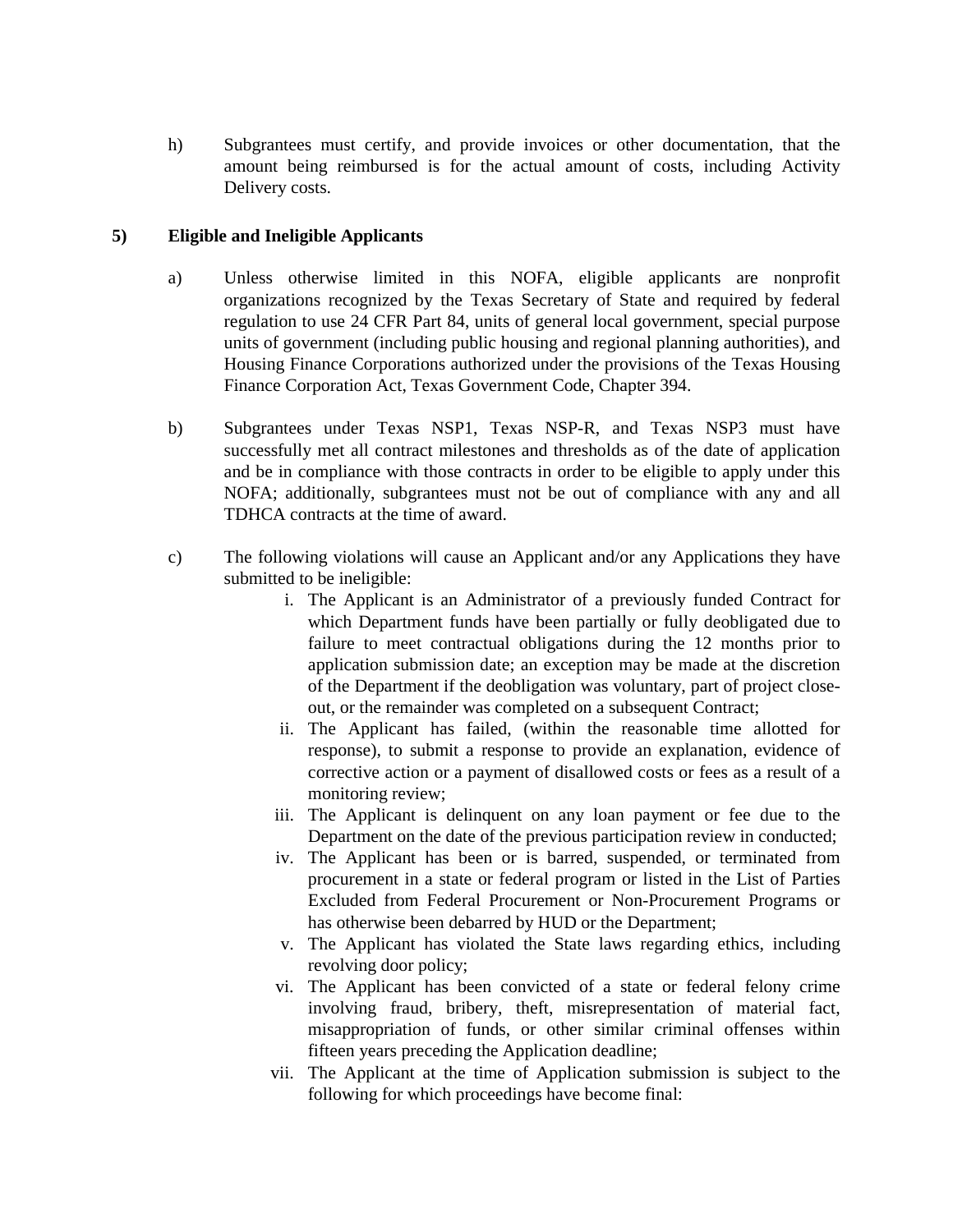h) Subgrantees must certify, and provide invoices or other documentation, that the amount being reimbursed is for the actual amount of costs, including Activity Delivery costs.

## 5) Eligible and Ineligible Applicants

a) Unless otherwise limited in this NOFA, eligible applicants are nonprofit organizations recognized by the Texas Secretary of State and required by federal regulation to use 24 CFR Part 84, units of general local government, special purpose units of government (including public housing and regional planning authorities), and Housing Finance Corporations authorized under the provisions of the Texas Housing Finance Corporation Act, Texas Government Code, Chapter 394.

b) Subgrantees under Texas NSP1, Texas NSP-R, and Texas NSP3 must have successfully met all contract milestones and thresholds as of the date of application and be in compliance with those contracts in order to be eligible to apply under this NOFA; additionally, subgrantees must not be out of compliance with any and all TDHCA contracts at the time of award.

c) The following violations will cause an Applicant and/or any Applications they have submitted to be ineligible:

   i. The Applicant is an Administrator of a previously funded Contract for which Department funds have been partially or fully deobligated due to failure to meet contractual obligations during the 12 months prior to application submission date; an exception may be made at the discretion of the Department if the deobligation was voluntary, part of project close-out, or the remainder was completed on a subsequent Contract;

   ii. The Applicant has failed, (within the reasonable time allotted for response), to submit a response to provide an explanation, evidence of corrective action or a payment of disallowed costs or fees as a result of a monitoring review;

   iii. The Applicant is delinquent on any loan payment or fee due to the Department on the date of the previous participation review in conducted;

   iv. The Applicant has been or is barred, suspended, or terminated from procurement in a state or federal program or listed in the List of Parties Excluded from Federal Procurement or Non-Procurement Programs or has otherwise been debarred by HUD or the Department;

   v. The Applicant has violated the State laws regarding ethics, including revolving door policy;

   vi. The Applicant has been convicted of a state or federal felony crime involving fraud, bribery, theft, misrepresentation of material fact, misappropriation of funds, or other similar criminal offenses within fifteen years preceding the Application deadline;

   vii. The Applicant at the time of Application submission is subject to the following for which proceedings have become final: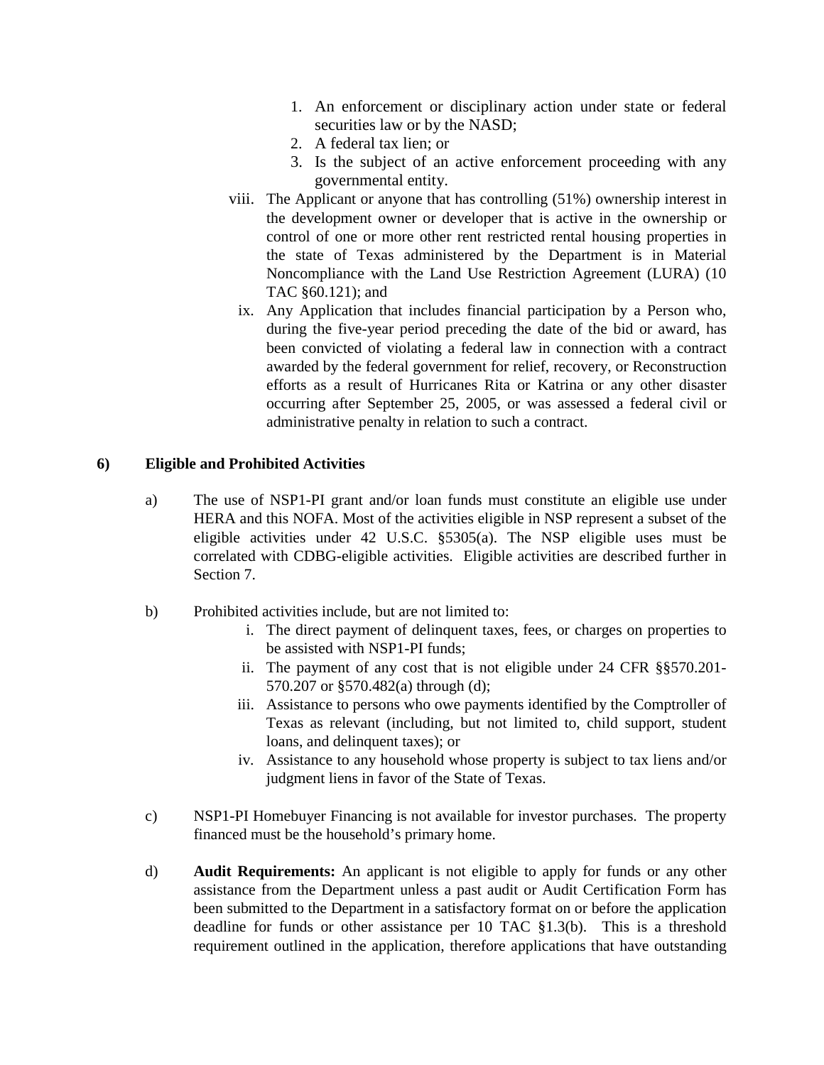1. An enforcement or disciplinary action under state or federal securities law or by the NASD;
2. A federal tax lien; or
3. Is the subject of an active enforcement proceeding with any governmental entity.

viii. The Applicant or anyone that has controlling (51%) ownership interest in the development owner or developer that is active in the ownership or control of one or more other rent restricted rental housing properties in the state of Texas administered by the Department is in Material Noncompliance with the Land Use Restriction Agreement (LURA) (10 TAC §60.121); and

ix. Any Application that includes financial participation by a Person who, during the five-year period preceding the date of the bid or award, has been convicted of violating a federal law in connection with a contract awarded by the federal government for relief, recovery, or Reconstruction efforts as a result of Hurricanes Rita or Katrina or any other disaster occurring after September 25, 2005, or was assessed a federal civil or administrative penalty in relation to such a contract.

## 6) Eligible and Prohibited Activities

a) The use of NSP1-PI grant and/or loan funds must constitute an eligible use under HERA and this NOFA. Most of the activities eligible in NSP represent a subset of the eligible activities under 42 U.S.C. §5305(a). The NSP eligible uses must be correlated with CDBG-eligible activities. Eligible activities are described further in Section 7.

b) Prohibited activities include, but are not limited to:

i. The direct payment of delinquent taxes, fees, or charges on properties to be assisted with NSP1-PI funds;

ii. The payment of any cost that is not eligible under 24 CFR §§570.201-570.207 or §570.482(a) through (d);

iii. Assistance to persons who owe payments identified by the Comptroller of Texas as relevant (including, but not limited to, child support, student loans, and delinquent taxes); or

iv. Assistance to any household whose property is subject to tax liens and/or judgment liens in favor of the State of Texas.

c) NSP1-PI Homebuyer Financing is not available for investor purchases. The property financed must be the household's primary home.

d) **Audit Requirements:** An applicant is not eligible to apply for funds or any other assistance from the Department unless a past audit or Audit Certification Form has been submitted to the Department in a satisfactory format on or before the application deadline for funds or other assistance per 10 TAC §1.3(b). This is a threshold requirement outlined in the application, therefore applications that have outstanding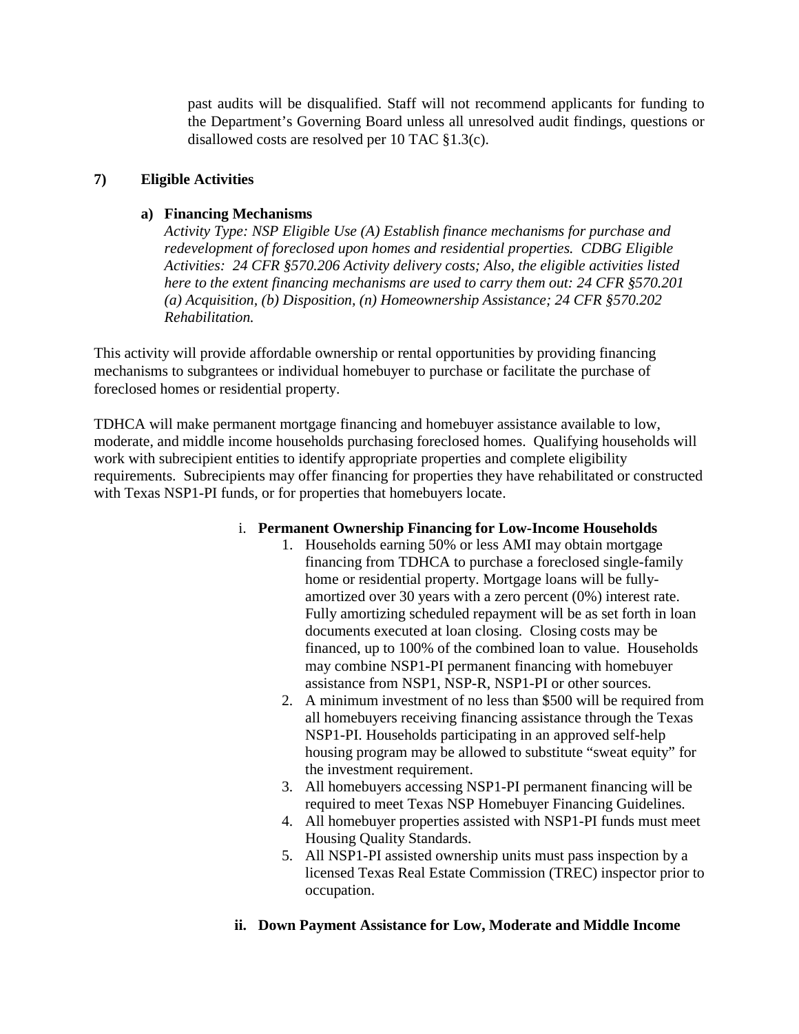past audits will be disqualified. Staff will not recommend applicants for funding to the Department's Governing Board unless all unresolved audit findings, questions or disallowed costs are resolved per 10 TAC §1.3(c).

## 7) Eligible Activities

### a) Financing Mechanisms

*Activity Type: NSP Eligible Use (A) Establish finance mechanisms for purchase and redevelopment of foreclosed upon homes and residential properties. CDBG Eligible Activities: 24 CFR §570.206 Activity delivery costs; Also, the eligible activities listed here to the extent financing mechanisms are used to carry them out: 24 CFR §570.201 (a) Acquisition, (b) Disposition, (n) Homeownership Assistance; 24 CFR §570.202 Rehabilitation.*

This activity will provide affordable ownership or rental opportunities by providing financing mechanisms to subgrantees or individual homebuyer to purchase or facilitate the purchase of foreclosed homes or residential property.

TDHCA will make permanent mortgage financing and homebuyer assistance available to low, moderate, and middle income households purchasing foreclosed homes. Qualifying households will work with subrecipient entities to identify appropriate properties and complete eligibility requirements. Subrecipients may offer financing for properties they have rehabilitated or constructed with Texas NSP1-PI funds, or for properties that homebuyers locate.

#### i. Permanent Ownership Financing for Low-Income Households

1. Households earning 50% or less AMI may obtain mortgage financing from TDHCA to purchase a foreclosed single-family home or residential property. Mortgage loans will be fully-amortized over 30 years with a zero percent (0%) interest rate. Fully amortizing scheduled repayment will be as set forth in loan documents executed at loan closing. Closing costs may be financed, up to 100% of the combined loan to value. Households may combine NSP1-PI permanent financing with homebuyer assistance from NSP1, NSP-R, NSP1-PI or other sources.
2. A minimum investment of no less than $500 will be required from all homebuyers receiving financing assistance through the Texas NSP1-PI. Households participating in an approved self-help housing program may be allowed to substitute "sweat equity" for the investment requirement.
3. All homebuyers accessing NSP1-PI permanent financing will be required to meet Texas NSP Homebuyer Financing Guidelines.
4. All homebuyer properties assisted with NSP1-PI funds must meet Housing Quality Standards.
5. All NSP1-PI assisted ownership units must pass inspection by a licensed Texas Real Estate Commission (TREC) inspector prior to occupation.

#### ii. Down Payment Assistance for Low, Moderate and Middle Income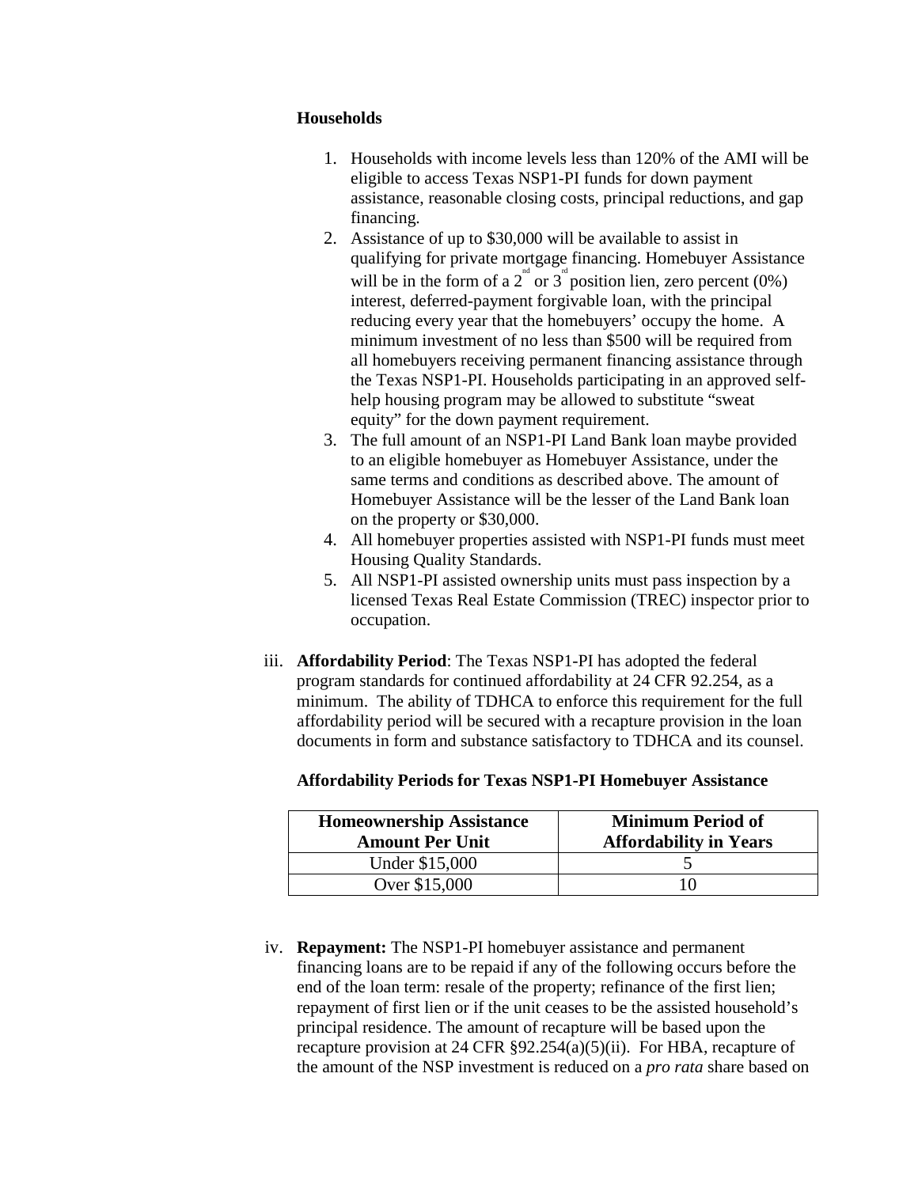**Households**

1. Households with income levels less than 120% of the AMI will be eligible to access Texas NSP1-PI funds for down payment assistance, reasonable closing costs, principal reductions, and gap financing.
2. Assistance of up to $30,000 will be available to assist in qualifying for private mortgage financing. Homebuyer Assistance will be in the form of a 2nd or 3rd position lien, zero percent (0%) interest, deferred-payment forgivable loan, with the principal reducing every year that the homebuyers' occupy the home. A minimum investment of no less than $500 will be required from all homebuyers receiving permanent financing assistance through the Texas NSP1-PI. Households participating in an approved self-help housing program may be allowed to substitute "sweat equity" for the down payment requirement.
3. The full amount of an NSP1-PI Land Bank loan maybe provided to an eligible homebuyer as Homebuyer Assistance, under the same terms and conditions as described above. The amount of Homebuyer Assistance will be the lesser of the Land Bank loan on the property or $30,000.
4. All homebuyer properties assisted with NSP1-PI funds must meet Housing Quality Standards.
5. All NSP1-PI assisted ownership units must pass inspection by a licensed Texas Real Estate Commission (TREC) inspector prior to occupation.

iii. **Affordability Period**: The Texas NSP1-PI has adopted the federal program standards for continued affordability at 24 CFR 92.254, as a minimum. The ability of TDHCA to enforce this requirement for the full affordability period will be secured with a recapture provision in the loan documents in form and substance satisfactory to TDHCA and its counsel.

**Affordability Periods for Texas NSP1-PI Homebuyer Assistance**

| Homeownership Assistance Amount Per Unit | Minimum Period of Affordability in Years |
|---|---|
| Under $15,000 | 5 |
| Over $15,000 | 10 |

iv. **Repayment:** The NSP1-PI homebuyer assistance and permanent financing loans are to be repaid if any of the following occurs before the end of the loan term: resale of the property; refinance of the first lien; repayment of first lien or if the unit ceases to be the assisted household's principal residence. The amount of recapture will be based upon the recapture provision at 24 CFR §92.254(a)(5)(ii). For HBA, recapture of the amount of the NSP investment is reduced on a *pro rata* share based on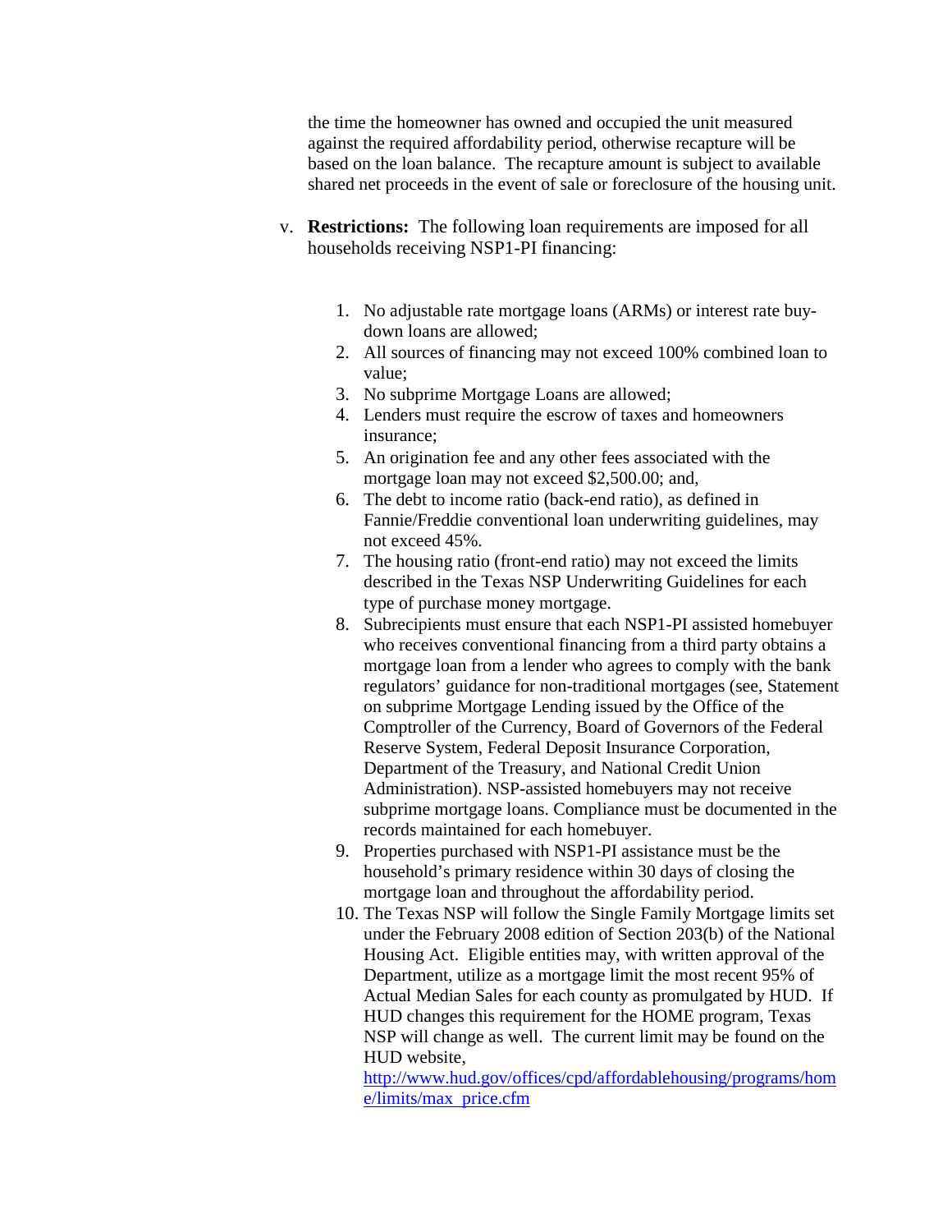the time the homeowner has owned and occupied the unit measured against the required affordability period, otherwise recapture will be based on the loan balance. The recapture amount is subject to available shared net proceeds in the event of sale or foreclosure of the housing unit.

v. **Restrictions:** The following loan requirements are imposed for all households receiving NSP1-PI financing:

1. No adjustable rate mortgage loans (ARMs) or interest rate buy-down loans are allowed;
2. All sources of financing may not exceed 100% combined loan to value;
3. No subprime Mortgage Loans are allowed;
4. Lenders must require the escrow of taxes and homeowners insurance;
5. An origination fee and any other fees associated with the mortgage loan may not exceed $2,500.00; and,
6. The debt to income ratio (back-end ratio), as defined in Fannie/Freddie conventional loan underwriting guidelines, may not exceed 45%.
7. The housing ratio (front-end ratio) may not exceed the limits described in the Texas NSP Underwriting Guidelines for each type of purchase money mortgage.
8. Subrecipients must ensure that each NSP1-PI assisted homebuyer who receives conventional financing from a third party obtains a mortgage loan from a lender who agrees to comply with the bank regulators' guidance for non-traditional mortgages (see, Statement on subprime Mortgage Lending issued by the Office of the Comptroller of the Currency, Board of Governors of the Federal Reserve System, Federal Deposit Insurance Corporation, Department of the Treasury, and National Credit Union Administration). NSP-assisted homebuyers may not receive subprime mortgage loans. Compliance must be documented in the records maintained for each homebuyer.
9. Properties purchased with NSP1-PI assistance must be the household's primary residence within 30 days of closing the mortgage loan and throughout the affordability period.
10. The Texas NSP will follow the Single Family Mortgage limits set under the February 2008 edition of Section 203(b) of the National Housing Act. Eligible entities may, with written approval of the Department, utilize as a mortgage limit the most recent 95% of Actual Median Sales for each county as promulgated by HUD. If HUD changes this requirement for the HOME program, Texas NSP will change as well. The current limit may be found on the HUD website, [http://www.hud.gov/offices/cpd/affordablehousing/programs/home/limits/max_price.cfm](http://www.hud.gov/offices/cpd/affordablehousing/programs/home/limits/max_price.cfm)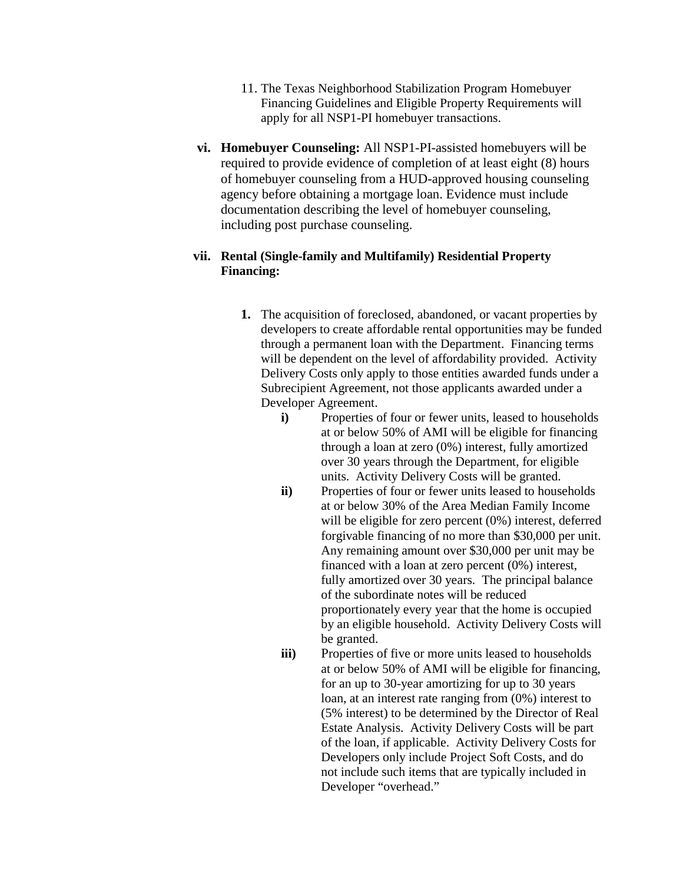11. The Texas Neighborhood Stabilization Program Homebuyer Financing Guidelines and Eligible Property Requirements will apply for all NSP1-PI homebuyer transactions.

**vi. Homebuyer Counseling:** All NSP1-PI-assisted homebuyers will be required to provide evidence of completion of at least eight (8) hours of homebuyer counseling from a HUD-approved housing counseling agency before obtaining a mortgage loan. Evidence must include documentation describing the level of homebuyer counseling, including post purchase counseling.

**vii. Rental (Single-family and Multifamily) Residential Property Financing:**

**1.** The acquisition of foreclosed, abandoned, or vacant properties by developers to create affordable rental opportunities may be funded through a permanent loan with the Department. Financing terms will be dependent on the level of affordability provided. Activity Delivery Costs only apply to those entities awarded funds under a Subrecipient Agreement, not those applicants awarded under a Developer Agreement.

- **i)** Properties of four or fewer units, leased to households at or below 50% of AMI will be eligible for financing through a loan at zero (0%) interest, fully amortized over 30 years through the Department, for eligible units. Activity Delivery Costs will be granted.
- **ii)** Properties of four or fewer units leased to households at or below 30% of the Area Median Family Income will be eligible for zero percent (0%) interest, deferred forgivable financing of no more than $30,000 per unit. Any remaining amount over $30,000 per unit may be financed with a loan at zero percent (0%) interest, fully amortized over 30 years. The principal balance of the subordinate notes will be reduced proportionately every year that the home is occupied by an eligible household. Activity Delivery Costs will be granted.
- **iii)** Properties of five or more units leased to households at or below 50% of AMI will be eligible for financing, for an up to 30-year amortizing for up to 30 years loan, at an interest rate ranging from (0%) interest to (5% interest) to be determined by the Director of Real Estate Analysis. Activity Delivery Costs will be part of the loan, if applicable. Activity Delivery Costs for Developers only include Project Soft Costs, and do not include such items that are typically included in Developer "overhead."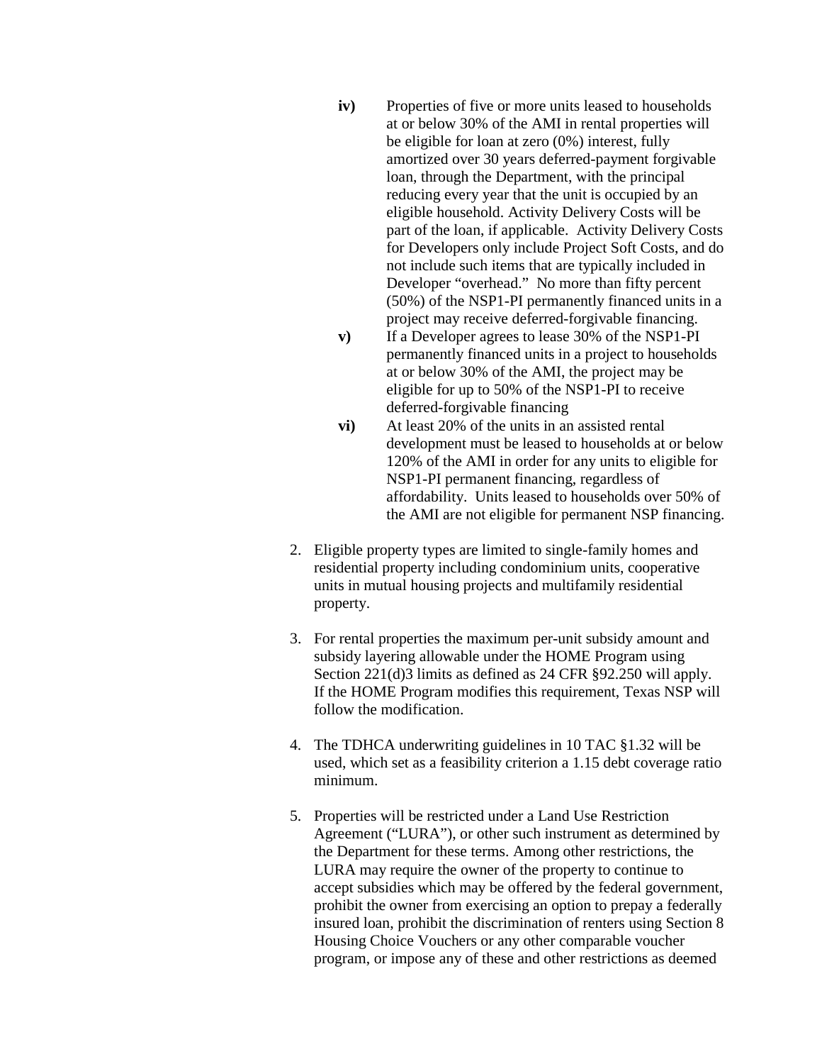- **iv)** Properties of five or more units leased to households at or below 30% of the AMI in rental properties will be eligible for loan at zero (0%) interest, fully amortized over 30 years deferred-payment forgivable loan, through the Department, with the principal reducing every year that the unit is occupied by an eligible household. Activity Delivery Costs will be part of the loan, if applicable. Activity Delivery Costs for Developers only include Project Soft Costs, and do not include such items that are typically included in Developer "overhead." No more than fifty percent (50%) of the NSP1-PI permanently financed units in a project may receive deferred-forgivable financing.
- **v)** If a Developer agrees to lease 30% of the NSP1-PI permanently financed units in a project to households at or below 30% of the AMI, the project may be eligible for up to 50% of the NSP1-PI to receive deferred-forgivable financing
- **vi)** At least 20% of the units in an assisted rental development must be leased to households at or below 120% of the AMI in order for any units to eligible for NSP1-PI permanent financing, regardless of affordability. Units leased to households over 50% of the AMI are not eligible for permanent NSP financing.

2. Eligible property types are limited to single-family homes and residential property including condominium units, cooperative units in mutual housing projects and multifamily residential property.

3. For rental properties the maximum per-unit subsidy amount and subsidy layering allowable under the HOME Program using Section 221(d)3 limits as defined as 24 CFR §92.250 will apply. If the HOME Program modifies this requirement, Texas NSP will follow the modification.

4. The TDHCA underwriting guidelines in 10 TAC §1.32 will be used, which set as a feasibility criterion a 1.15 debt coverage ratio minimum.

5. Properties will be restricted under a Land Use Restriction Agreement ("LURA"), or other such instrument as determined by the Department for these terms. Among other restrictions, the LURA may require the owner of the property to continue to accept subsidies which may be offered by the federal government, prohibit the owner from exercising an option to prepay a federally insured loan, prohibit the discrimination of renters using Section 8 Housing Choice Vouchers or any other comparable voucher program, or impose any of these and other restrictions as deemed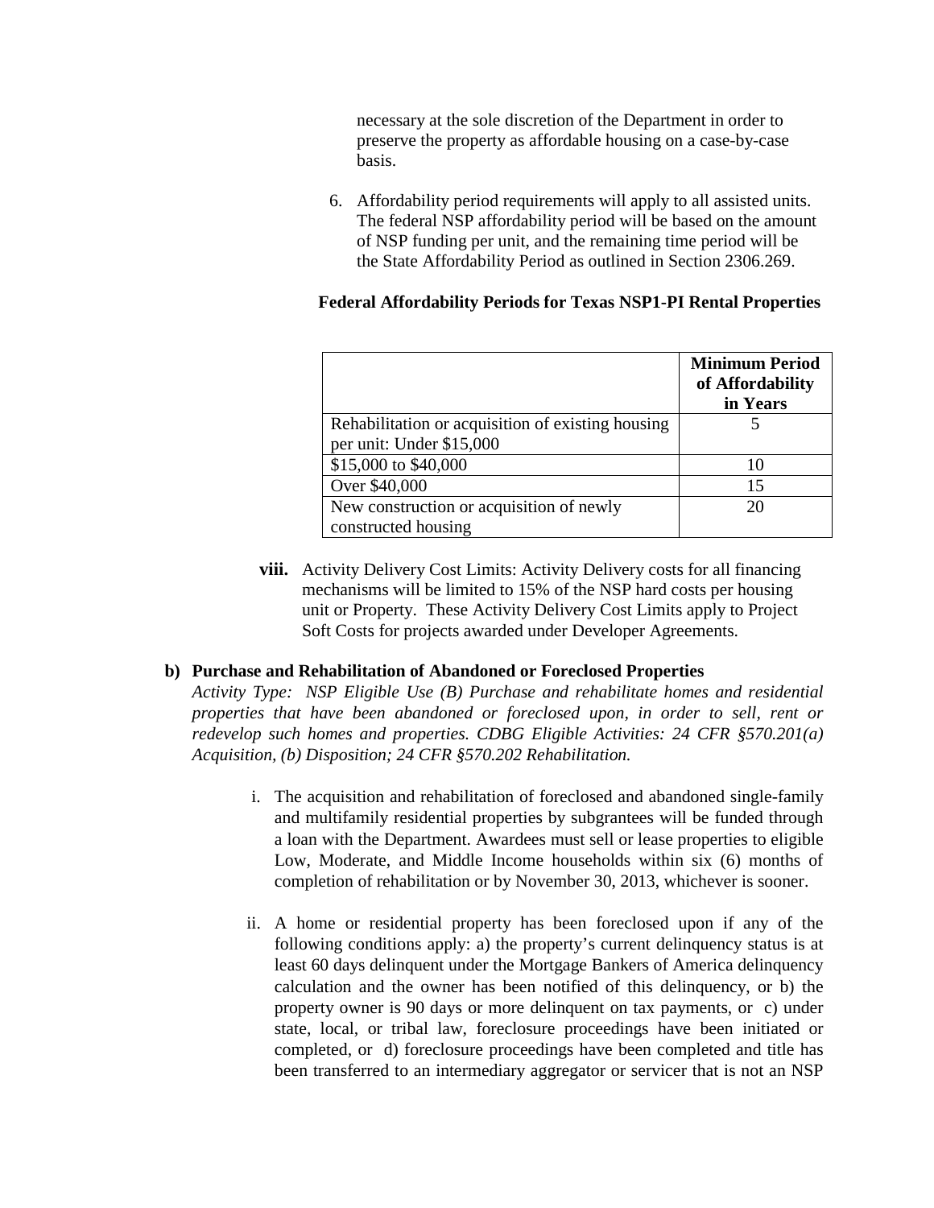necessary at the sole discretion of the Department in order to preserve the property as affordable housing on a case-by-case basis.

6. Affordability period requirements will apply to all assisted units. The federal NSP affordability period will be based on the amount of NSP funding per unit, and the remaining time period will be the State Affordability Period as outlined in Section 2306.269.

**Federal Affordability Periods for Texas NSP1-PI Rental Properties**

| | **Minimum Period of Affordability in Years** |
|---|---|
| Rehabilitation or acquisition of existing housing per unit: Under $15,000 | 5 |
| $15,000 to $40,000 | 10 |
| Over $40,000 | 15 |
| New construction or acquisition of newly constructed housing | 20 |

**viii.** Activity Delivery Cost Limits: Activity Delivery costs for all financing mechanisms will be limited to 15% of the NSP hard costs per housing unit or Property. These Activity Delivery Cost Limits apply to Project Soft Costs for projects awarded under Developer Agreements.

**b) Purchase and Rehabilitation of Abandoned or Foreclosed Properties**

*Activity Type: NSP Eligible Use (B) Purchase and rehabilitate homes and residential properties that have been abandoned or foreclosed upon, in order to sell, rent or redevelop such homes and properties. CDBG Eligible Activities: 24 CFR §570.201(a) Acquisition, (b) Disposition; 24 CFR §570.202 Rehabilitation.*

i. The acquisition and rehabilitation of foreclosed and abandoned single-family and multifamily residential properties by subgrantees will be funded through a loan with the Department. Awardees must sell or lease properties to eligible Low, Moderate, and Middle Income households within six (6) months of completion of rehabilitation or by November 30, 2013, whichever is sooner.

ii. A home or residential property has been foreclosed upon if any of the following conditions apply: a) the property's current delinquency status is at least 60 days delinquent under the Mortgage Bankers of America delinquency calculation and the owner has been notified of this delinquency, or b) the property owner is 90 days or more delinquent on tax payments, or c) under state, local, or tribal law, foreclosure proceedings have been initiated or completed, or d) foreclosure proceedings have been completed and title has been transferred to an intermediary aggregator or servicer that is not an NSP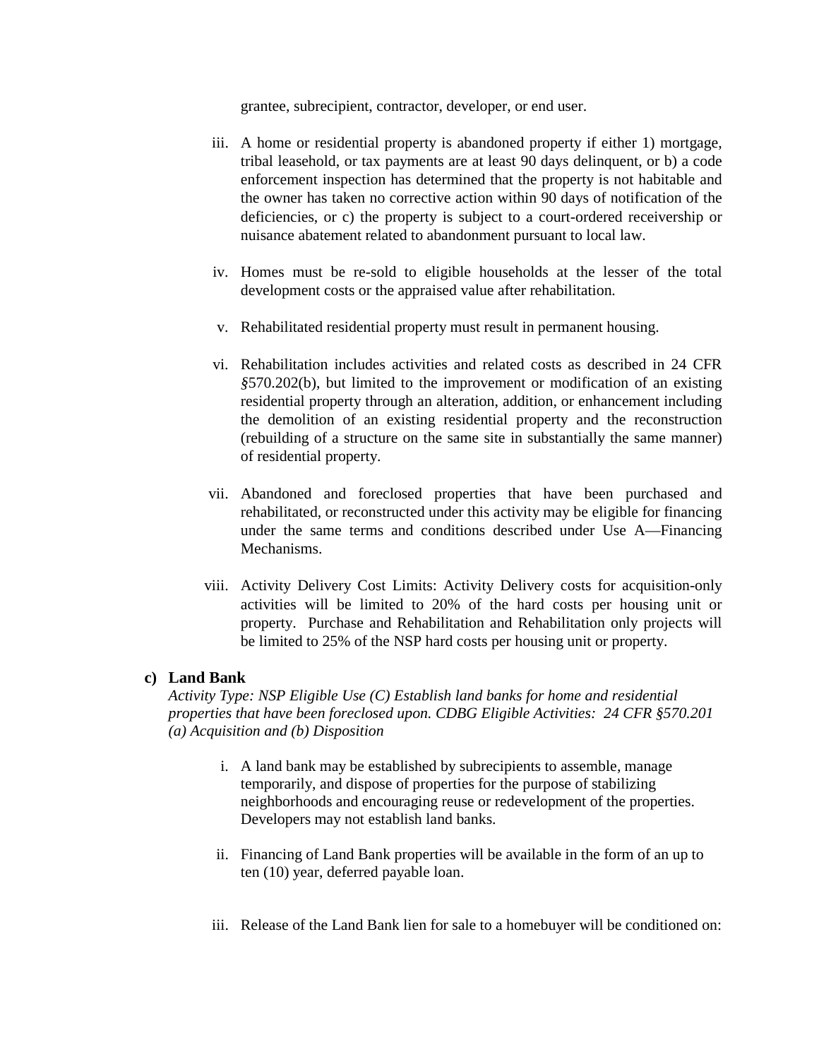grantee, subrecipient, contractor, developer, or end user.

iii. A home or residential property is abandoned property if either 1) mortgage, tribal leasehold, or tax payments are at least 90 days delinquent, or b) a code enforcement inspection has determined that the property is not habitable and the owner has taken no corrective action within 90 days of notification of the deficiencies, or c) the property is subject to a court-ordered receivership or nuisance abatement related to abandonment pursuant to local law.

iv. Homes must be re-sold to eligible households at the lesser of the total development costs or the appraised value after rehabilitation.

v. Rehabilitated residential property must result in permanent housing.

vi. Rehabilitation includes activities and related costs as described in 24 CFR §570.202(b), but limited to the improvement or modification of an existing residential property through an alteration, addition, or enhancement including the demolition of an existing residential property and the reconstruction (rebuilding of a structure on the same site in substantially the same manner) of residential property.

vii. Abandoned and foreclosed properties that have been purchased and rehabilitated, or reconstructed under this activity may be eligible for financing under the same terms and conditions described under Use A—Financing Mechanisms.

viii. Activity Delivery Cost Limits: Activity Delivery costs for acquisition-only activities will be limited to 20% of the hard costs per housing unit or property. Purchase and Rehabilitation and Rehabilitation only projects will be limited to 25% of the NSP hard costs per housing unit or property.

**c) Land Bank**

*Activity Type: NSP Eligible Use (C) Establish land banks for home and residential properties that have been foreclosed upon. CDBG Eligible Activities: 24 CFR §570.201 (a) Acquisition and (b) Disposition*

i. A land bank may be established by subrecipients to assemble, manage temporarily, and dispose of properties for the purpose of stabilizing neighborhoods and encouraging reuse or redevelopment of the properties. Developers may not establish land banks.

ii. Financing of Land Bank properties will be available in the form of an up to ten (10) year, deferred payable loan.

iii. Release of the Land Bank lien for sale to a homebuyer will be conditioned on: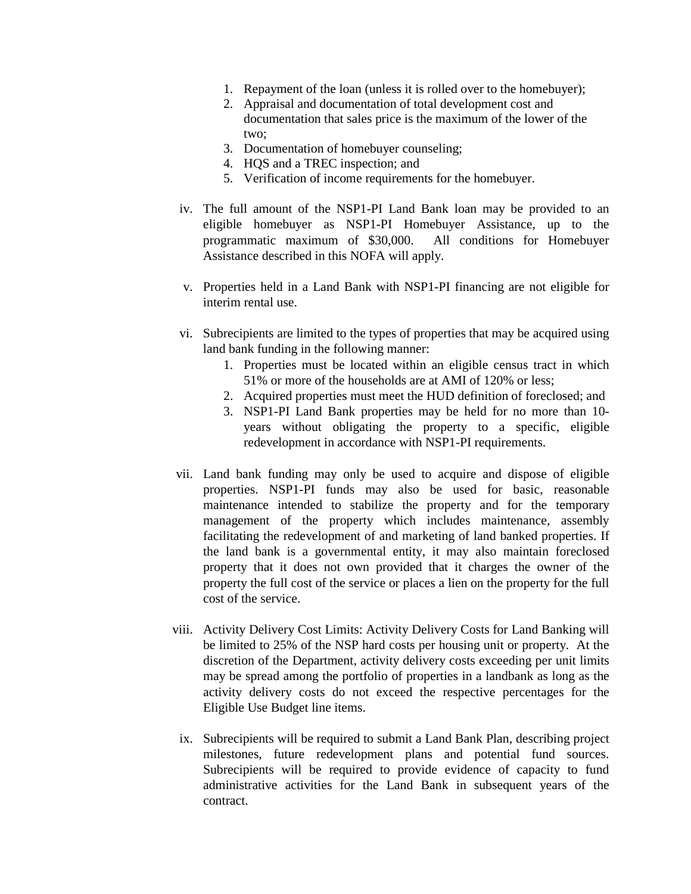1. Repayment of the loan (unless it is rolled over to the homebuyer);
2. Appraisal and documentation of total development cost and documentation that sales price is the maximum of the lower of the two;
3. Documentation of homebuyer counseling;
4. HQS and a TREC inspection; and
5. Verification of income requirements for the homebuyer.

iv. The full amount of the NSP1-PI Land Bank loan may be provided to an eligible homebuyer as NSP1-PI Homebuyer Assistance, up to the programmatic maximum of $30,000. All conditions for Homebuyer Assistance described in this NOFA will apply.

v. Properties held in a Land Bank with NSP1-PI financing are not eligible for interim rental use.

vi. Subrecipients are limited to the types of properties that may be acquired using land bank funding in the following manner:
   1. Properties must be located within an eligible census tract in which 51% or more of the households are at AMI of 120% or less;
   2. Acquired properties must meet the HUD definition of foreclosed; and
   3. NSP1-PI Land Bank properties may be held for no more than 10-years without obligating the property to a specific, eligible redevelopment in accordance with NSP1-PI requirements.

vii. Land bank funding may only be used to acquire and dispose of eligible properties. NSP1-PI funds may also be used for basic, reasonable maintenance intended to stabilize the property and for the temporary management of the property which includes maintenance, assembly facilitating the redevelopment of and marketing of land banked properties. If the land bank is a governmental entity, it may also maintain foreclosed property that it does not own provided that it charges the owner of the property the full cost of the service or places a lien on the property for the full cost of the service.

viii. Activity Delivery Cost Limits: Activity Delivery Costs for Land Banking will be limited to 25% of the NSP hard costs per housing unit or property. At the discretion of the Department, activity delivery costs exceeding per unit limits may be spread among the portfolio of properties in a landbank as long as the activity delivery costs do not exceed the respective percentages for the Eligible Use Budget line items.

ix. Subrecipients will be required to submit a Land Bank Plan, describing project milestones, future redevelopment plans and potential fund sources. Subrecipients will be required to provide evidence of capacity to fund administrative activities for the Land Bank in subsequent years of the contract.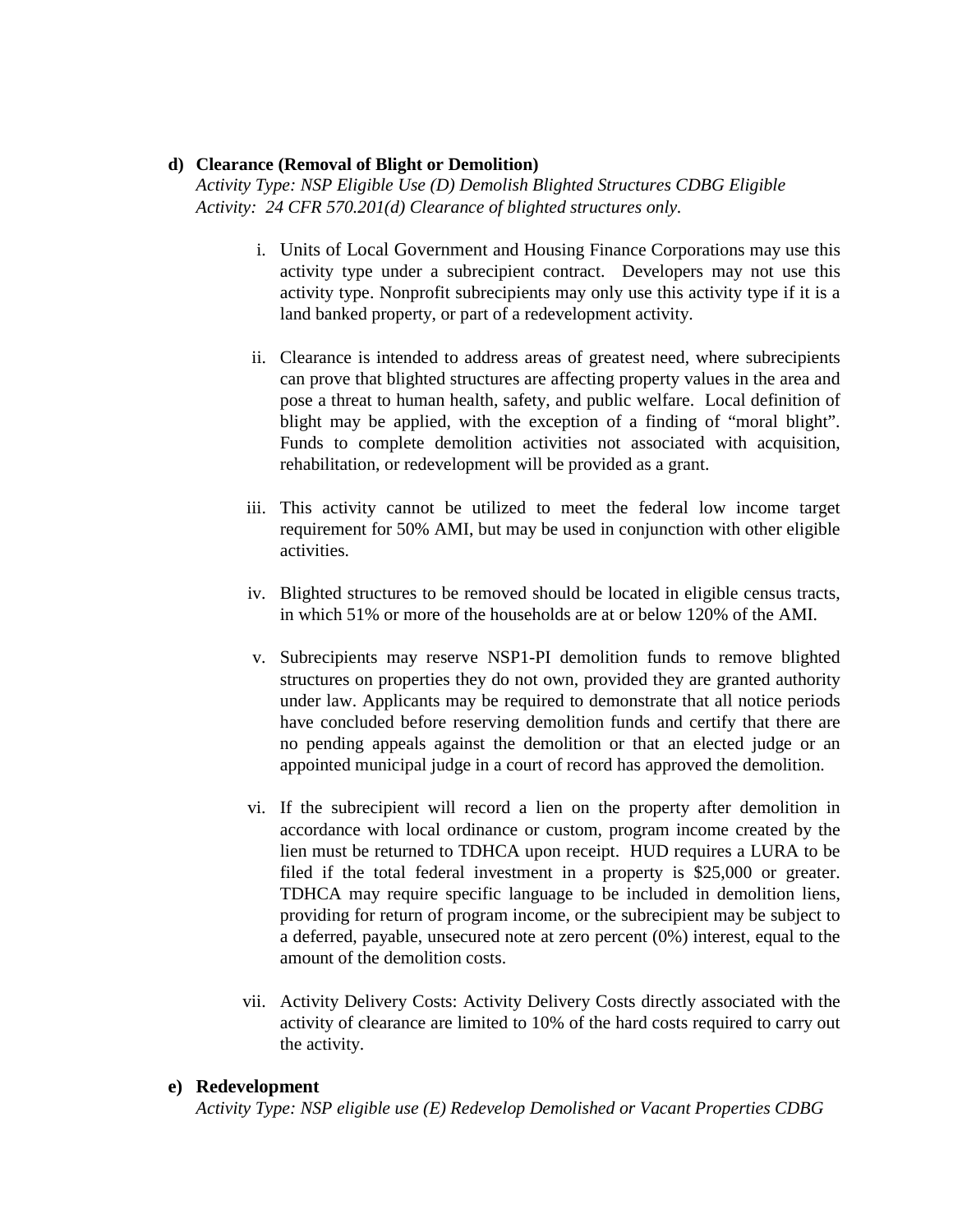**d) Clearance (Removal of Blight or Demolition)**

*Activity Type: NSP Eligible Use (D) Demolish Blighted Structures CDBG Eligible Activity: 24 CFR 570.201(d) Clearance of blighted structures only.*

i. Units of Local Government and Housing Finance Corporations may use this activity type under a subrecipient contract. Developers may not use this activity type. Nonprofit subrecipients may only use this activity type if it is a land banked property, or part of a redevelopment activity.

ii. Clearance is intended to address areas of greatest need, where subrecipients can prove that blighted structures are affecting property values in the area and pose a threat to human health, safety, and public welfare. Local definition of blight may be applied, with the exception of a finding of "moral blight". Funds to complete demolition activities not associated with acquisition, rehabilitation, or redevelopment will be provided as a grant.

iii. This activity cannot be utilized to meet the federal low income target requirement for 50% AMI, but may be used in conjunction with other eligible activities.

iv. Blighted structures to be removed should be located in eligible census tracts, in which 51% or more of the households are at or below 120% of the AMI.

v. Subrecipients may reserve NSP1-PI demolition funds to remove blighted structures on properties they do not own, provided they are granted authority under law. Applicants may be required to demonstrate that all notice periods have concluded before reserving demolition funds and certify that there are no pending appeals against the demolition or that an elected judge or an appointed municipal judge in a court of record has approved the demolition.

vi. If the subrecipient will record a lien on the property after demolition in accordance with local ordinance or custom, program income created by the lien must be returned to TDHCA upon receipt. HUD requires a LURA to be filed if the total federal investment in a property is $25,000 or greater. TDHCA may require specific language to be included in demolition liens, providing for return of program income, or the subrecipient may be subject to a deferred, payable, unsecured note at zero percent (0%) interest, equal to the amount of the demolition costs.

vii. Activity Delivery Costs: Activity Delivery Costs directly associated with the activity of clearance are limited to 10% of the hard costs required to carry out the activity.

**e) Redevelopment**

*Activity Type: NSP eligible use (E) Redevelop Demolished or Vacant Properties CDBG*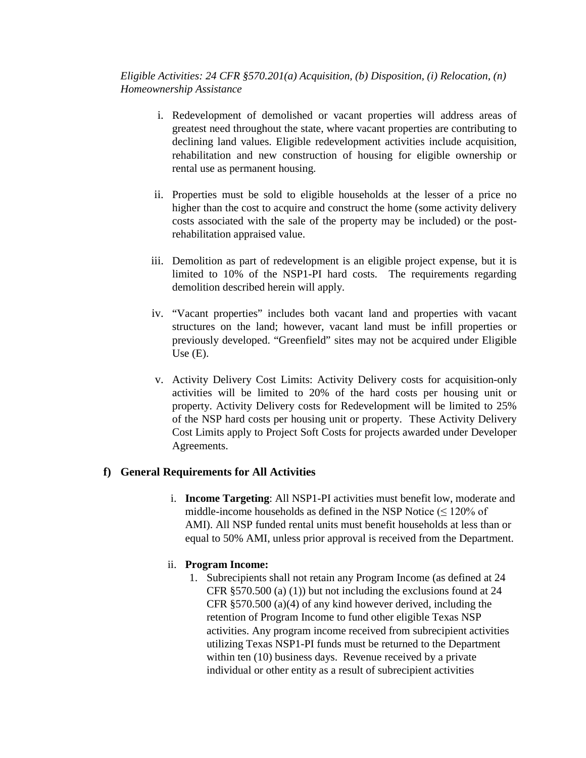*Eligible Activities: 24 CFR §570.201(a) Acquisition, (b) Disposition, (i) Relocation, (n) Homeownership Assistance*

i. Redevelopment of demolished or vacant properties will address areas of greatest need throughout the state, where vacant properties are contributing to declining land values. Eligible redevelopment activities include acquisition, rehabilitation and new construction of housing for eligible ownership or rental use as permanent housing.

ii. Properties must be sold to eligible households at the lesser of a price no higher than the cost to acquire and construct the home (some activity delivery costs associated with the sale of the property may be included) or the post-rehabilitation appraised value.

iii. Demolition as part of redevelopment is an eligible project expense, but it is limited to 10% of the NSP1-PI hard costs. The requirements regarding demolition described herein will apply.

iv. "Vacant properties" includes both vacant land and properties with vacant structures on the land; however, vacant land must be infill properties or previously developed. "Greenfield" sites may not be acquired under Eligible Use (E).

v. Activity Delivery Cost Limits: Activity Delivery costs for acquisition-only activities will be limited to 20% of the hard costs per housing unit or property. Activity Delivery costs for Redevelopment will be limited to 25% of the NSP hard costs per housing unit or property. These Activity Delivery Cost Limits apply to Project Soft Costs for projects awarded under Developer Agreements.

**f) General Requirements for All Activities**

i. **Income Targeting**: All NSP1-PI activities must benefit low, moderate and middle-income households as defined in the NSP Notice (≤ 120% of AMI). All NSP funded rental units must benefit households at less than or equal to 50% AMI, unless prior approval is received from the Department.

ii. **Program Income:**

1. Subrecipients shall not retain any Program Income (as defined at 24 CFR §570.500 (a) (1)) but not including the exclusions found at 24 CFR §570.500 (a)(4) of any kind however derived, including the retention of Program Income to fund other eligible Texas NSP activities. Any program income received from subrecipient activities utilizing Texas NSP1-PI funds must be returned to the Department within ten (10) business days. Revenue received by a private individual or other entity as a result of subrecipient activities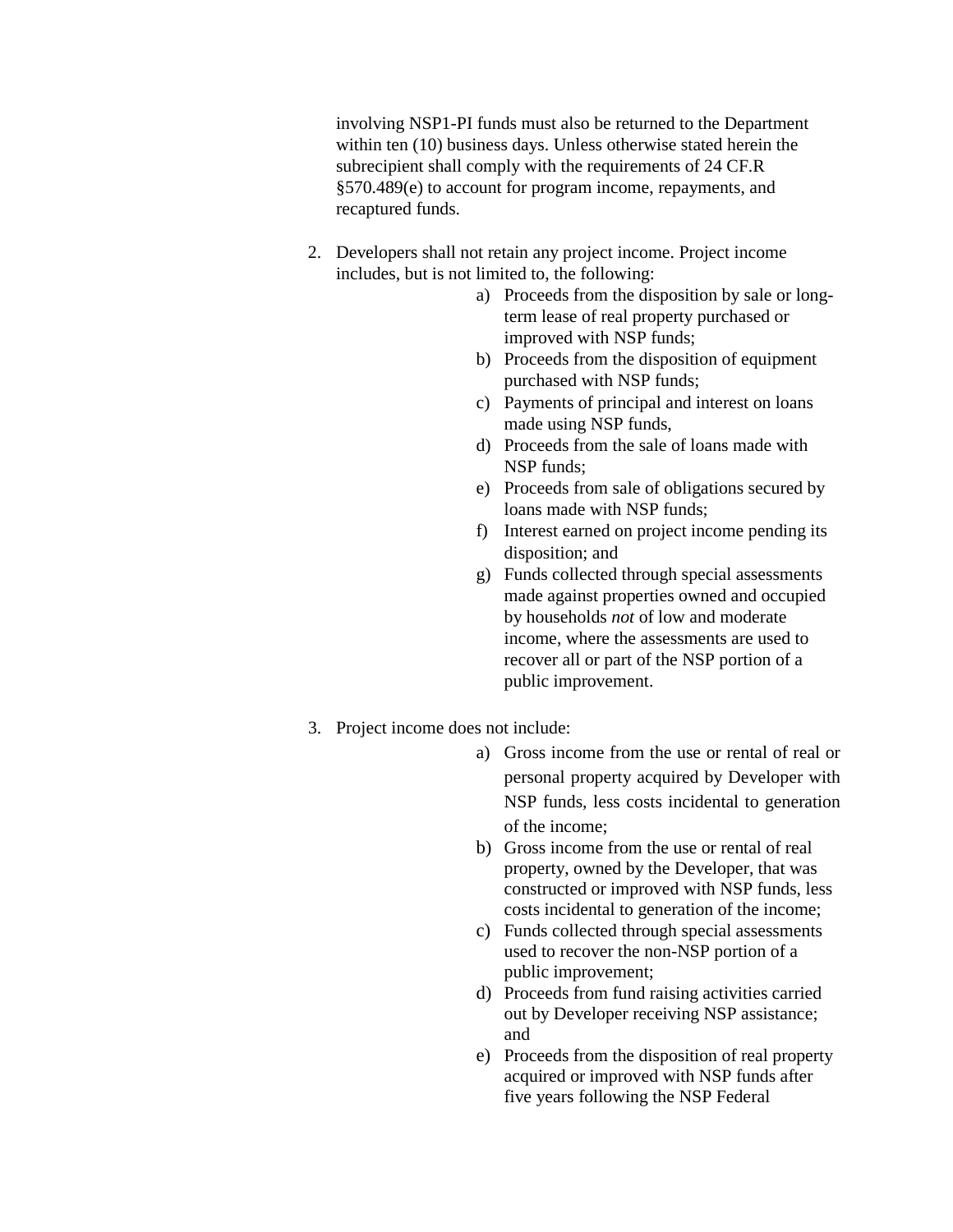involving NSP1-PI funds must also be returned to the Department within ten (10) business days. Unless otherwise stated herein the subrecipient shall comply with the requirements of 24 CF.R §570.489(e) to account for program income, repayments, and recaptured funds.

2. Developers shall not retain any project income. Project income includes, but is not limited to, the following:
   a) Proceeds from the disposition by sale or long-term lease of real property purchased or improved with NSP funds;
   b) Proceeds from the disposition of equipment purchased with NSP funds;
   c) Payments of principal and interest on loans made using NSP funds,
   d) Proceeds from the sale of loans made with NSP funds;
   e) Proceeds from sale of obligations secured by loans made with NSP funds;
   f) Interest earned on project income pending its disposition; and
   g) Funds collected through special assessments made against properties owned and occupied by households *not* of low and moderate income, where the assessments are used to recover all or part of the NSP portion of a public improvement.

3. Project income does not include:
   a) Gross income from the use or rental of real or personal property acquired by Developer with NSP funds, less costs incidental to generation of the income;
   b) Gross income from the use or rental of real property, owned by the Developer, that was constructed or improved with NSP funds, less costs incidental to generation of the income;
   c) Funds collected through special assessments used to recover the non-NSP portion of a public improvement;
   d) Proceeds from fund raising activities carried out by Developer receiving NSP assistance; and
   e) Proceeds from the disposition of real property acquired or improved with NSP funds after five years following the NSP Federal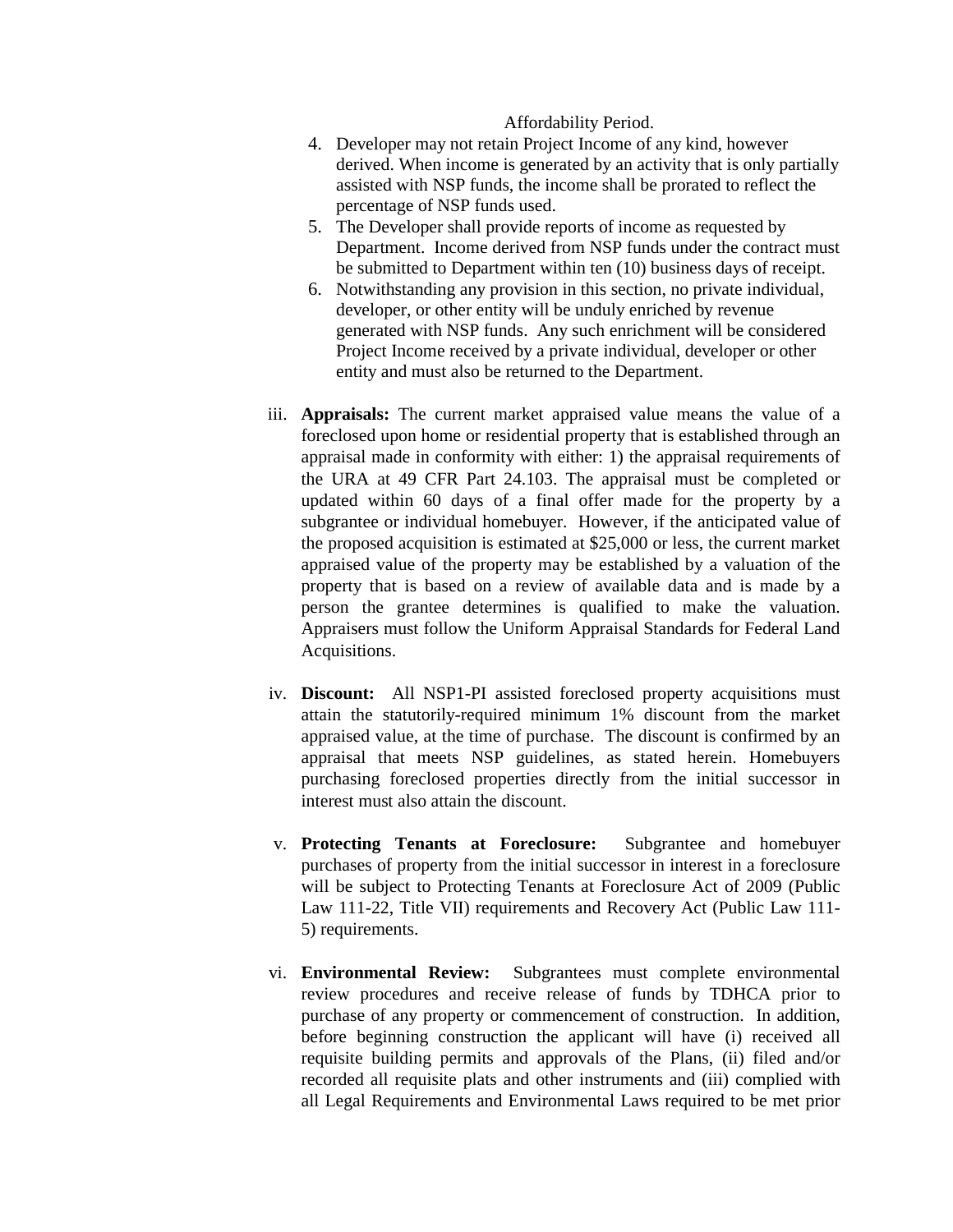Affordability Period.

4. Developer may not retain Project Income of any kind, however derived. When income is generated by an activity that is only partially assisted with NSP funds, the income shall be prorated to reflect the percentage of NSP funds used.
5. The Developer shall provide reports of income as requested by Department. Income derived from NSP funds under the contract must be submitted to Department within ten (10) business days of receipt.
6. Notwithstanding any provision in this section, no private individual, developer, or other entity will be unduly enriched by revenue generated with NSP funds. Any such enrichment will be considered Project Income received by a private individual, developer or other entity and must also be returned to the Department.

iii. **Appraisals:** The current market appraised value means the value of a foreclosed upon home or residential property that is established through an appraisal made in conformity with either: 1) the appraisal requirements of the URA at 49 CFR Part 24.103. The appraisal must be completed or updated within 60 days of a final offer made for the property by a subgrantee or individual homebuyer. However, if the anticipated value of the proposed acquisition is estimated at $25,000 or less, the current market appraised value of the property may be established by a valuation of the property that is based on a review of available data and is made by a person the grantee determines is qualified to make the valuation. Appraisers must follow the Uniform Appraisal Standards for Federal Land Acquisitions.

iv. **Discount:** All NSP1-PI assisted foreclosed property acquisitions must attain the statutorily-required minimum 1% discount from the market appraised value, at the time of purchase. The discount is confirmed by an appraisal that meets NSP guidelines, as stated herein. Homebuyers purchasing foreclosed properties directly from the initial successor in interest must also attain the discount.

v. **Protecting Tenants at Foreclosure:** Subgrantee and homebuyer purchases of property from the initial successor in interest in a foreclosure will be subject to Protecting Tenants at Foreclosure Act of 2009 (Public Law 111-22, Title VII) requirements and Recovery Act (Public Law 111-5) requirements.

vi. **Environmental Review:** Subgrantees must complete environmental review procedures and receive release of funds by TDHCA prior to purchase of any property or commencement of construction. In addition, before beginning construction the applicant will have (i) received all requisite building permits and approvals of the Plans, (ii) filed and/or recorded all requisite plats and other instruments and (iii) complied with all Legal Requirements and Environmental Laws required to be met prior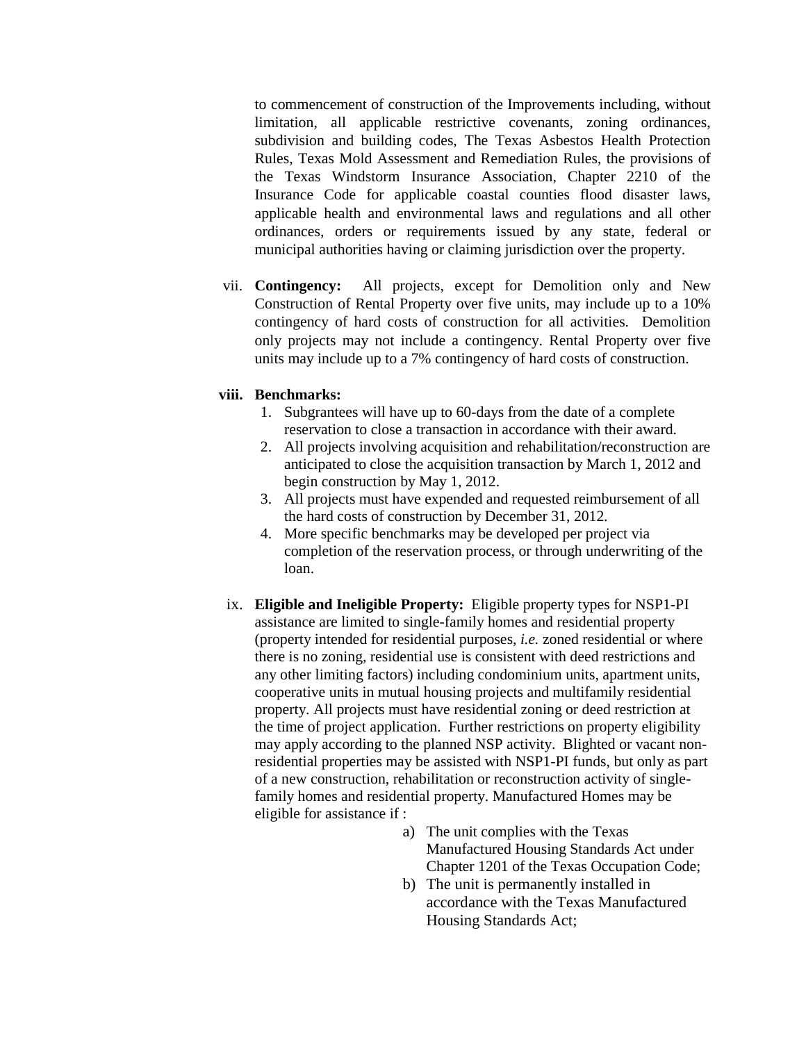to commencement of construction of the Improvements including, without limitation, all applicable restrictive covenants, zoning ordinances, subdivision and building codes, The Texas Asbestos Health Protection Rules, Texas Mold Assessment and Remediation Rules, the provisions of the Texas Windstorm Insurance Association, Chapter 2210 of the Insurance Code for applicable coastal counties flood disaster laws, applicable health and environmental laws and regulations and all other ordinances, orders or requirements issued by any state, federal or municipal authorities having or claiming jurisdiction over the property.

vii. **Contingency:** All projects, except for Demolition only and New Construction of Rental Property over five units, may include up to a 10% contingency of hard costs of construction for all activities. Demolition only projects may not include a contingency. Rental Property over five units may include up to a 7% contingency of hard costs of construction.

**viii. Benchmarks:**

1. Subgrantees will have up to 60-days from the date of a complete reservation to close a transaction in accordance with their award.
2. All projects involving acquisition and rehabilitation/reconstruction are anticipated to close the acquisition transaction by March 1, 2012 and begin construction by May 1, 2012.
3. All projects must have expended and requested reimbursement of all the hard costs of construction by December 31, 2012.
4. More specific benchmarks may be developed per project via completion of the reservation process, or through underwriting of the loan.

ix. **Eligible and Ineligible Property:** Eligible property types for NSP1-PI assistance are limited to single-family homes and residential property (property intended for residential purposes, *i.e.* zoned residential or where there is no zoning, residential use is consistent with deed restrictions and any other limiting factors) including condominium units, apartment units, cooperative units in mutual housing projects and multifamily residential property. All projects must have residential zoning or deed restriction at the time of project application. Further restrictions on property eligibility may apply according to the planned NSP activity. Blighted or vacant non-residential properties may be assisted with NSP1-PI funds, but only as part of a new construction, rehabilitation or reconstruction activity of single-family homes and residential property. Manufactured Homes may be eligible for assistance if :

a) The unit complies with the Texas Manufactured Housing Standards Act under Chapter 1201 of the Texas Occupation Code;
b) The unit is permanently installed in accordance with the Texas Manufactured Housing Standards Act;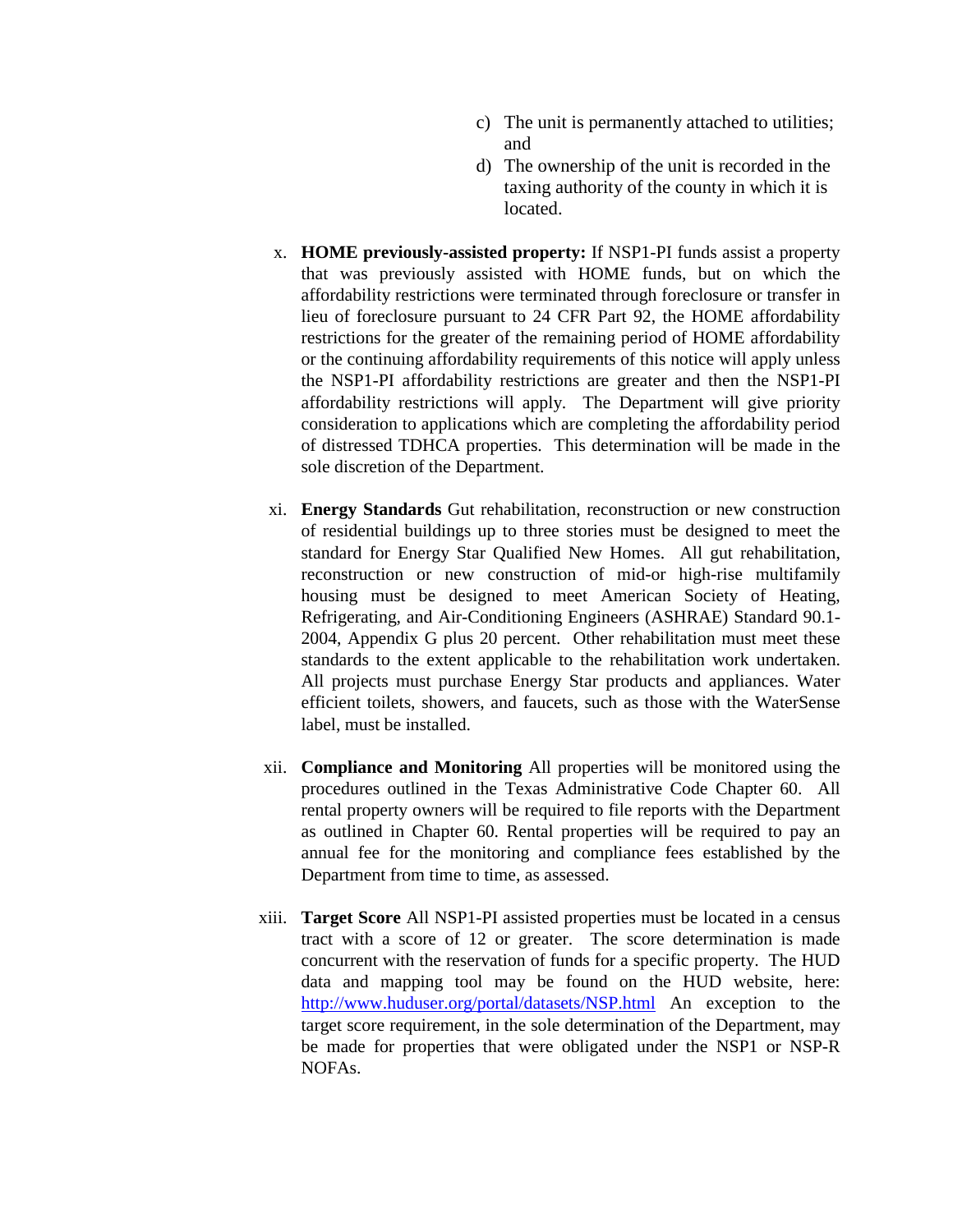c) The unit is permanently attached to utilities; and
d) The ownership of the unit is recorded in the taxing authority of the county in which it is located.

x. **HOME previously-assisted property:** If NSP1-PI funds assist a property that was previously assisted with HOME funds, but on which the affordability restrictions were terminated through foreclosure or transfer in lieu of foreclosure pursuant to 24 CFR Part 92, the HOME affordability restrictions for the greater of the remaining period of HOME affordability or the continuing affordability requirements of this notice will apply unless the NSP1-PI affordability restrictions are greater and then the NSP1-PI affordability restrictions will apply. The Department will give priority consideration to applications which are completing the affordability period of distressed TDHCA properties. This determination will be made in the sole discretion of the Department.

xi. **Energy Standards** Gut rehabilitation, reconstruction or new construction of residential buildings up to three stories must be designed to meet the standard for Energy Star Qualified New Homes. All gut rehabilitation, reconstruction or new construction of mid-or high-rise multifamily housing must be designed to meet American Society of Heating, Refrigerating, and Air-Conditioning Engineers (ASHRAE) Standard 90.1-2004, Appendix G plus 20 percent. Other rehabilitation must meet these standards to the extent applicable to the rehabilitation work undertaken. All projects must purchase Energy Star products and appliances. Water efficient toilets, showers, and faucets, such as those with the WaterSense label, must be installed.

xii. **Compliance and Monitoring** All properties will be monitored using the procedures outlined in the Texas Administrative Code Chapter 60. All rental property owners will be required to file reports with the Department as outlined in Chapter 60. Rental properties will be required to pay an annual fee for the monitoring and compliance fees established by the Department from time to time, as assessed.

xiii. **Target Score** All NSP1-PI assisted properties must be located in a census tract with a score of 12 or greater. The score determination is made concurrent with the reservation of funds for a specific property. The HUD data and mapping tool may be found on the HUD website, here: [http://www.huduser.org/portal/datasets/NSP.html](http://www.huduser.org/portal/datasets/NSP.html) An exception to the target score requirement, in the sole determination of the Department, may be made for properties that were obligated under the NSP1 or NSP-R NOFAs.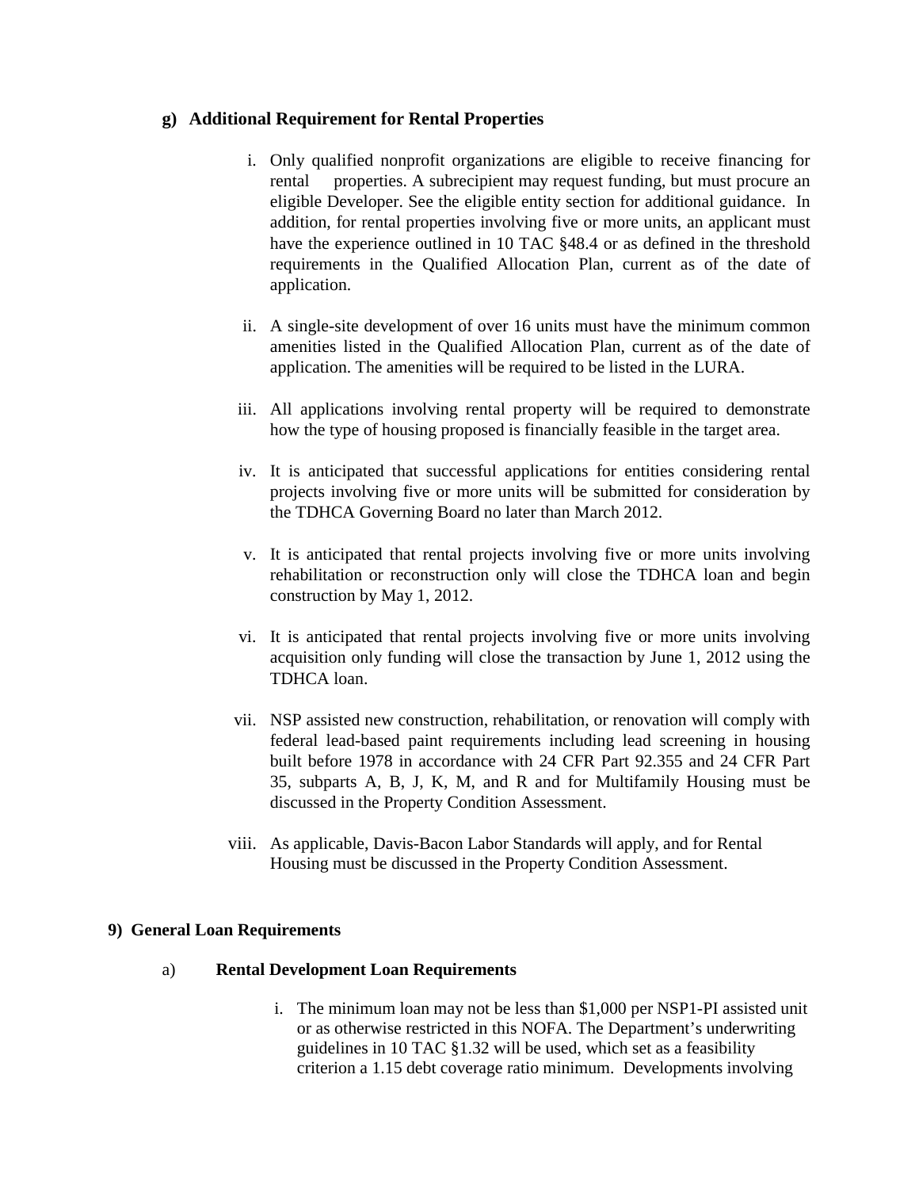**g) Additional Requirement for Rental Properties**

i. Only qualified nonprofit organizations are eligible to receive financing for rental properties. A subrecipient may request funding, but must procure an eligible Developer. See the eligible entity section for additional guidance. In addition, for rental properties involving five or more units, an applicant must have the experience outlined in 10 TAC §48.4 or as defined in the threshold requirements in the Qualified Allocation Plan, current as of the date of application.

ii. A single-site development of over 16 units must have the minimum common amenities listed in the Qualified Allocation Plan, current as of the date of application. The amenities will be required to be listed in the LURA.

iii. All applications involving rental property will be required to demonstrate how the type of housing proposed is financially feasible in the target area.

iv. It is anticipated that successful applications for entities considering rental projects involving five or more units will be submitted for consideration by the TDHCA Governing Board no later than March 2012.

v. It is anticipated that rental projects involving five or more units involving rehabilitation or reconstruction only will close the TDHCA loan and begin construction by May 1, 2012.

vi. It is anticipated that rental projects involving five or more units involving acquisition only funding will close the transaction by June 1, 2012 using the TDHCA loan.

vii. NSP assisted new construction, rehabilitation, or renovation will comply with federal lead-based paint requirements including lead screening in housing built before 1978 in accordance with 24 CFR Part 92.355 and 24 CFR Part 35, subparts A, B, J, K, M, and R and for Multifamily Housing must be discussed in the Property Condition Assessment.

viii. As applicable, Davis-Bacon Labor Standards will apply, and for Rental Housing must be discussed in the Property Condition Assessment.

**9) General Loan Requirements**

a) **Rental Development Loan Requirements**

i. The minimum loan may not be less than $1,000 per NSP1-PI assisted unit or as otherwise restricted in this NOFA. The Department's underwriting guidelines in 10 TAC §1.32 will be used, which set as a feasibility criterion a 1.15 debt coverage ratio minimum. Developments involving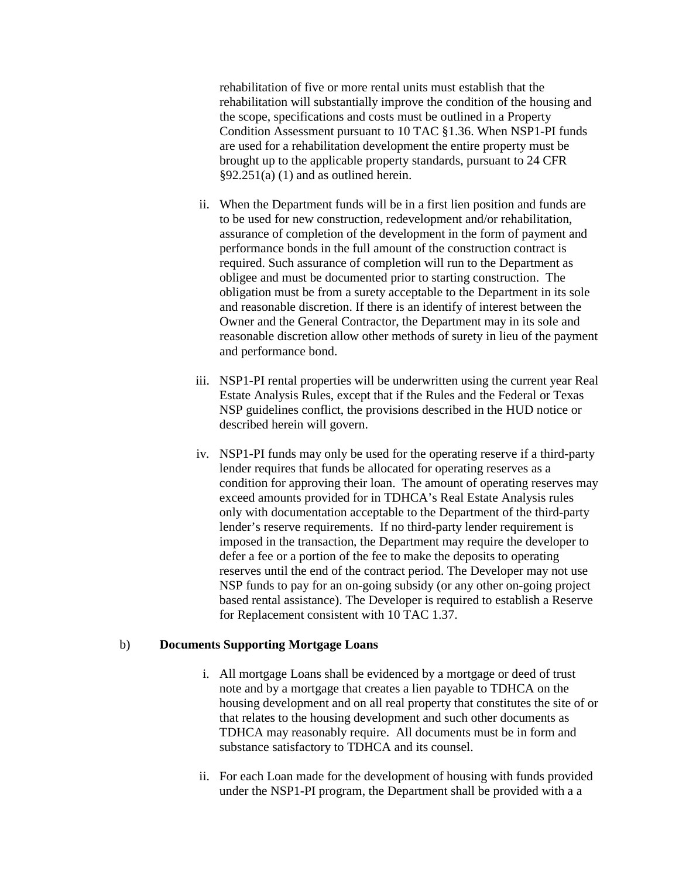rehabilitation of five or more rental units must establish that the rehabilitation will substantially improve the condition of the housing and the scope, specifications and costs must be outlined in a Property Condition Assessment pursuant to 10 TAC §1.36. When NSP1-PI funds are used for a rehabilitation development the entire property must be brought up to the applicable property standards, pursuant to 24 CFR §92.251(a) (1) and as outlined herein.

ii. When the Department funds will be in a first lien position and funds are to be used for new construction, redevelopment and/or rehabilitation, assurance of completion of the development in the form of payment and performance bonds in the full amount of the construction contract is required. Such assurance of completion will run to the Department as obligee and must be documented prior to starting construction. The obligation must be from a surety acceptable to the Department in its sole and reasonable discretion. If there is an identify of interest between the Owner and the General Contractor, the Department may in its sole and reasonable discretion allow other methods of surety in lieu of the payment and performance bond.

iii. NSP1-PI rental properties will be underwritten using the current year Real Estate Analysis Rules, except that if the Rules and the Federal or Texas NSP guidelines conflict, the provisions described in the HUD notice or described herein will govern.

iv. NSP1-PI funds may only be used for the operating reserve if a third-party lender requires that funds be allocated for operating reserves as a condition for approving their loan. The amount of operating reserves may exceed amounts provided for in TDHCA's Real Estate Analysis rules only with documentation acceptable to the Department of the third-party lender's reserve requirements. If no third-party lender requirement is imposed in the transaction, the Department may require the developer to defer a fee or a portion of the fee to make the deposits to operating reserves until the end of the contract period. The Developer may not use NSP funds to pay for an on-going subsidy (or any other on-going project based rental assistance). The Developer is required to establish a Reserve for Replacement consistent with 10 TAC 1.37.

b) **Documents Supporting Mortgage Loans**

i. All mortgage Loans shall be evidenced by a mortgage or deed of trust note and by a mortgage that creates a lien payable to TDHCA on the housing development and on all real property that constitutes the site of or that relates to the housing development and such other documents as TDHCA may reasonably require. All documents must be in form and substance satisfactory to TDHCA and its counsel.

ii. For each Loan made for the development of housing with funds provided under the NSP1-PI program, the Department shall be provided with a a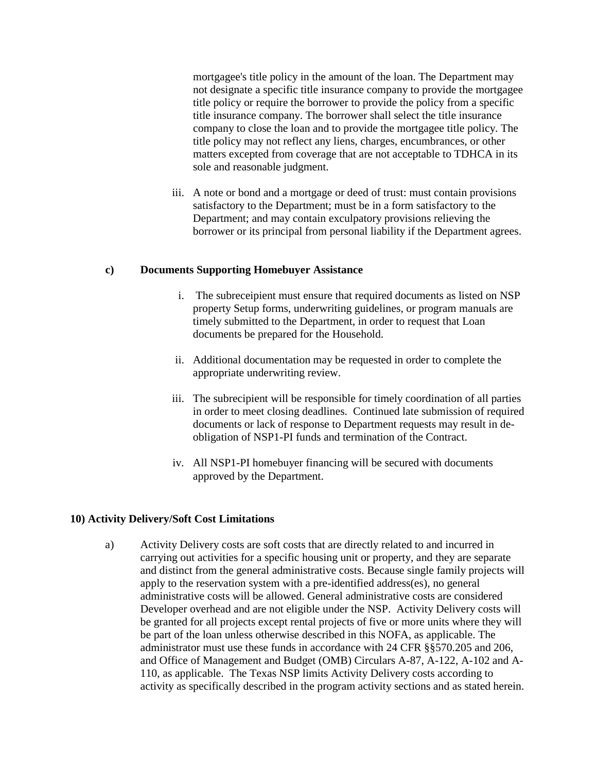mortgagee's title policy in the amount of the loan. The Department may not designate a specific title insurance company to provide the mortgagee title policy or require the borrower to provide the policy from a specific title insurance company. The borrower shall select the title insurance company to close the loan and to provide the mortgagee title policy. The title policy may not reflect any liens, charges, encumbrances, or other matters excepted from coverage that are not acceptable to TDHCA in its sole and reasonable judgment.

iii. A note or bond and a mortgage or deed of trust: must contain provisions satisfactory to the Department; must be in a form satisfactory to the Department; and may contain exculpatory provisions relieving the borrower or its principal from personal liability if the Department agrees.

**c) Documents Supporting Homebuyer Assistance**

i. The subreceipient must ensure that required documents as listed on NSP property Setup forms, underwriting guidelines, or program manuals are timely submitted to the Department, in order to request that Loan documents be prepared for the Household.

ii. Additional documentation may be requested in order to complete the appropriate underwriting review.

iii. The subrecipient will be responsible for timely coordination of all parties in order to meet closing deadlines. Continued late submission of required documents or lack of response to Department requests may result in de-obligation of NSP1-PI funds and termination of the Contract.

iv. All NSP1-PI homebuyer financing will be secured with documents approved by the Department.

**10) Activity Delivery/Soft Cost Limitations**

a) Activity Delivery costs are soft costs that are directly related to and incurred in carrying out activities for a specific housing unit or property, and they are separate and distinct from the general administrative costs. Because single family projects will apply to the reservation system with a pre-identified address(es), no general administrative costs will be allowed. General administrative costs are considered Developer overhead and are not eligible under the NSP. Activity Delivery costs will be granted for all projects except rental projects of five or more units where they will be part of the loan unless otherwise described in this NOFA, as applicable. The administrator must use these funds in accordance with 24 CFR §§570.205 and 206, and Office of Management and Budget (OMB) Circulars A-87, A-122, A-102 and A-110, as applicable. The Texas NSP limits Activity Delivery costs according to activity as specifically described in the program activity sections and as stated herein.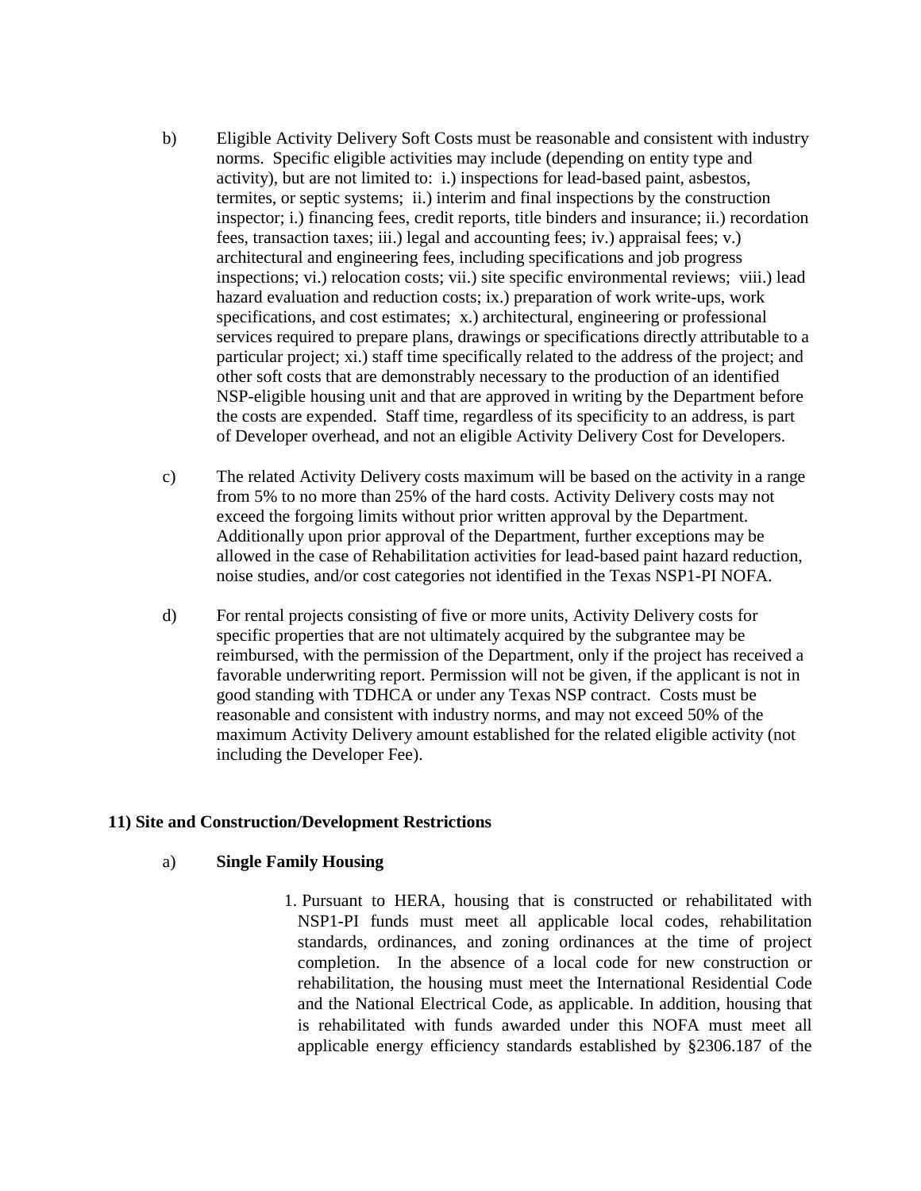b) Eligible Activity Delivery Soft Costs must be reasonable and consistent with industry norms. Specific eligible activities may include (depending on entity type and activity), but are not limited to: i.) inspections for lead-based paint, asbestos, termites, or septic systems; ii.) interim and final inspections by the construction inspector; i.) financing fees, credit reports, title binders and insurance; ii.) recordation fees, transaction taxes; iii.) legal and accounting fees; iv.) appraisal fees; v.) architectural and engineering fees, including specifications and job progress inspections; vi.) relocation costs; vii.) site specific environmental reviews; viii.) lead hazard evaluation and reduction costs; ix.) preparation of work write-ups, work specifications, and cost estimates; x.) architectural, engineering or professional services required to prepare plans, drawings or specifications directly attributable to a particular project; xi.) staff time specifically related to the address of the project; and other soft costs that are demonstrably necessary to the production of an identified NSP-eligible housing unit and that are approved in writing by the Department before the costs are expended. Staff time, regardless of its specificity to an address, is part of Developer overhead, and not an eligible Activity Delivery Cost for Developers.

c) The related Activity Delivery costs maximum will be based on the activity in a range from 5% to no more than 25% of the hard costs. Activity Delivery costs may not exceed the forgoing limits without prior written approval by the Department. Additionally upon prior approval of the Department, further exceptions may be allowed in the case of Rehabilitation activities for lead-based paint hazard reduction, noise studies, and/or cost categories not identified in the Texas NSP1-PI NOFA.

d) For rental projects consisting of five or more units, Activity Delivery costs for specific properties that are not ultimately acquired by the subgrantee may be reimbursed, with the permission of the Department, only if the project has received a favorable underwriting report. Permission will not be given, if the applicant is not in good standing with TDHCA or under any Texas NSP contract. Costs must be reasonable and consistent with industry norms, and may not exceed 50% of the maximum Activity Delivery amount established for the related eligible activity (not including the Developer Fee).

## 11) Site and Construction/Development Restrictions

a) **Single Family Housing**

1. Pursuant to HERA, housing that is constructed or rehabilitated with NSP1-PI funds must meet all applicable local codes, rehabilitation standards, ordinances, and zoning ordinances at the time of project completion. In the absence of a local code for new construction or rehabilitation, the housing must meet the International Residential Code and the National Electrical Code, as applicable. In addition, housing that is rehabilitated with funds awarded under this NOFA must meet all applicable energy efficiency standards established by §2306.187 of the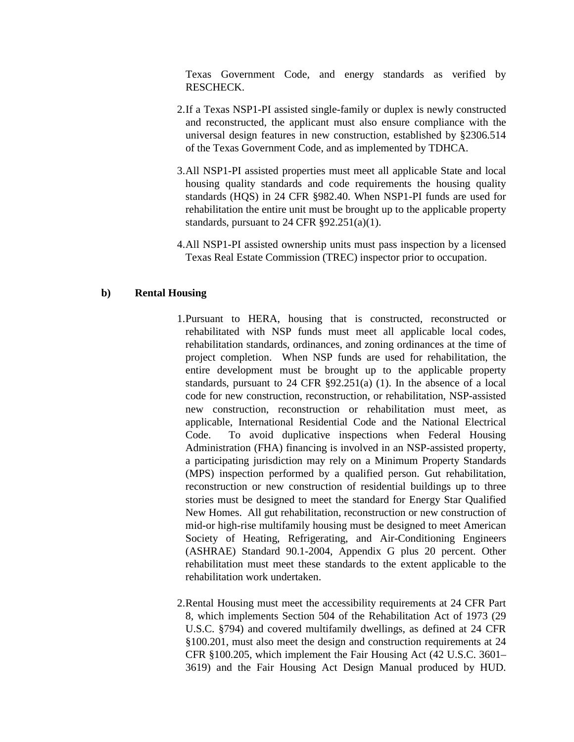Texas Government Code, and energy standards as verified by RESCHECK.

2. If a Texas NSP1-PI assisted single-family or duplex is newly constructed and reconstructed, the applicant must also ensure compliance with the universal design features in new construction, established by §2306.514 of the Texas Government Code, and as implemented by TDHCA.

3. All NSP1-PI assisted properties must meet all applicable State and local housing quality standards and code requirements the housing quality standards (HQS) in 24 CFR §982.40. When NSP1-PI funds are used for rehabilitation the entire unit must be brought up to the applicable property standards, pursuant to 24 CFR §92.251(a)(1).

4. All NSP1-PI assisted ownership units must pass inspection by a licensed Texas Real Estate Commission (TREC) inspector prior to occupation.

**b) Rental Housing**

1. Pursuant to HERA, housing that is constructed, reconstructed or rehabilitated with NSP funds must meet all applicable local codes, rehabilitation standards, ordinances, and zoning ordinances at the time of project completion. When NSP funds are used for rehabilitation, the entire development must be brought up to the applicable property standards, pursuant to 24 CFR §92.251(a) (1). In the absence of a local code for new construction, reconstruction, or rehabilitation, NSP-assisted new construction, reconstruction or rehabilitation must meet, as applicable, International Residential Code and the National Electrical Code. To avoid duplicative inspections when Federal Housing Administration (FHA) financing is involved in an NSP-assisted property, a participating jurisdiction may rely on a Minimum Property Standards (MPS) inspection performed by a qualified person. Gut rehabilitation, reconstruction or new construction of residential buildings up to three stories must be designed to meet the standard for Energy Star Qualified New Homes. All gut rehabilitation, reconstruction or new construction of mid-or high-rise multifamily housing must be designed to meet American Society of Heating, Refrigerating, and Air-Conditioning Engineers (ASHRAE) Standard 90.1-2004, Appendix G plus 20 percent. Other rehabilitation must meet these standards to the extent applicable to the rehabilitation work undertaken.

2. Rental Housing must meet the accessibility requirements at 24 CFR Part 8, which implements Section 504 of the Rehabilitation Act of 1973 (29 U.S.C. §794) and covered multifamily dwellings, as defined at 24 CFR §100.201, must also meet the design and construction requirements at 24 CFR §100.205, which implement the Fair Housing Act (42 U.S.C. 3601–3619) and the Fair Housing Act Design Manual produced by HUD.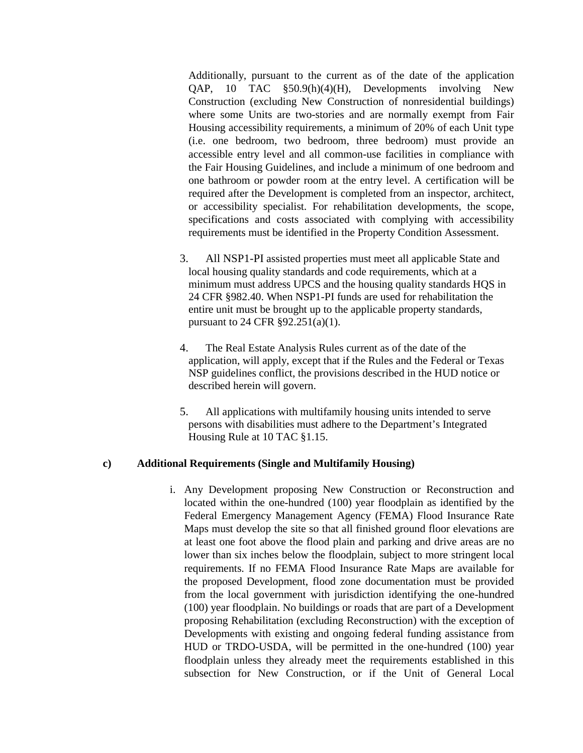Additionally, pursuant to the current as of the date of the application QAP, 10 TAC §50.9(h)(4)(H), Developments involving New Construction (excluding New Construction of nonresidential buildings) where some Units are two-stories and are normally exempt from Fair Housing accessibility requirements, a minimum of 20% of each Unit type (i.e. one bedroom, two bedroom, three bedroom) must provide an accessible entry level and all common-use facilities in compliance with the Fair Housing Guidelines, and include a minimum of one bedroom and one bathroom or powder room at the entry level. A certification will be required after the Development is completed from an inspector, architect, or accessibility specialist. For rehabilitation developments, the scope, specifications and costs associated with complying with accessibility requirements must be identified in the Property Condition Assessment.

3. All NSP1-PI assisted properties must meet all applicable State and local housing quality standards and code requirements, which at a minimum must address UPCS and the housing quality standards HQS in 24 CFR §982.40. When NSP1-PI funds are used for rehabilitation the entire unit must be brought up to the applicable property standards, pursuant to 24 CFR §92.251(a)(1).

4. The Real Estate Analysis Rules current as of the date of the application, will apply, except that if the Rules and the Federal or Texas NSP guidelines conflict, the provisions described in the HUD notice or described herein will govern.

5. All applications with multifamily housing units intended to serve persons with disabilities must adhere to the Department's Integrated Housing Rule at 10 TAC §1.15.

**c) Additional Requirements (Single and Multifamily Housing)**

i. Any Development proposing New Construction or Reconstruction and located within the one-hundred (100) year floodplain as identified by the Federal Emergency Management Agency (FEMA) Flood Insurance Rate Maps must develop the site so that all finished ground floor elevations are at least one foot above the flood plain and parking and drive areas are no lower than six inches below the floodplain, subject to more stringent local requirements. If no FEMA Flood Insurance Rate Maps are available for the proposed Development, flood zone documentation must be provided from the local government with jurisdiction identifying the one-hundred (100) year floodplain. No buildings or roads that are part of a Development proposing Rehabilitation (excluding Reconstruction) with the exception of Developments with existing and ongoing federal funding assistance from HUD or TRDO-USDA, will be permitted in the one-hundred (100) year floodplain unless they already meet the requirements established in this subsection for New Construction, or if the Unit of General Local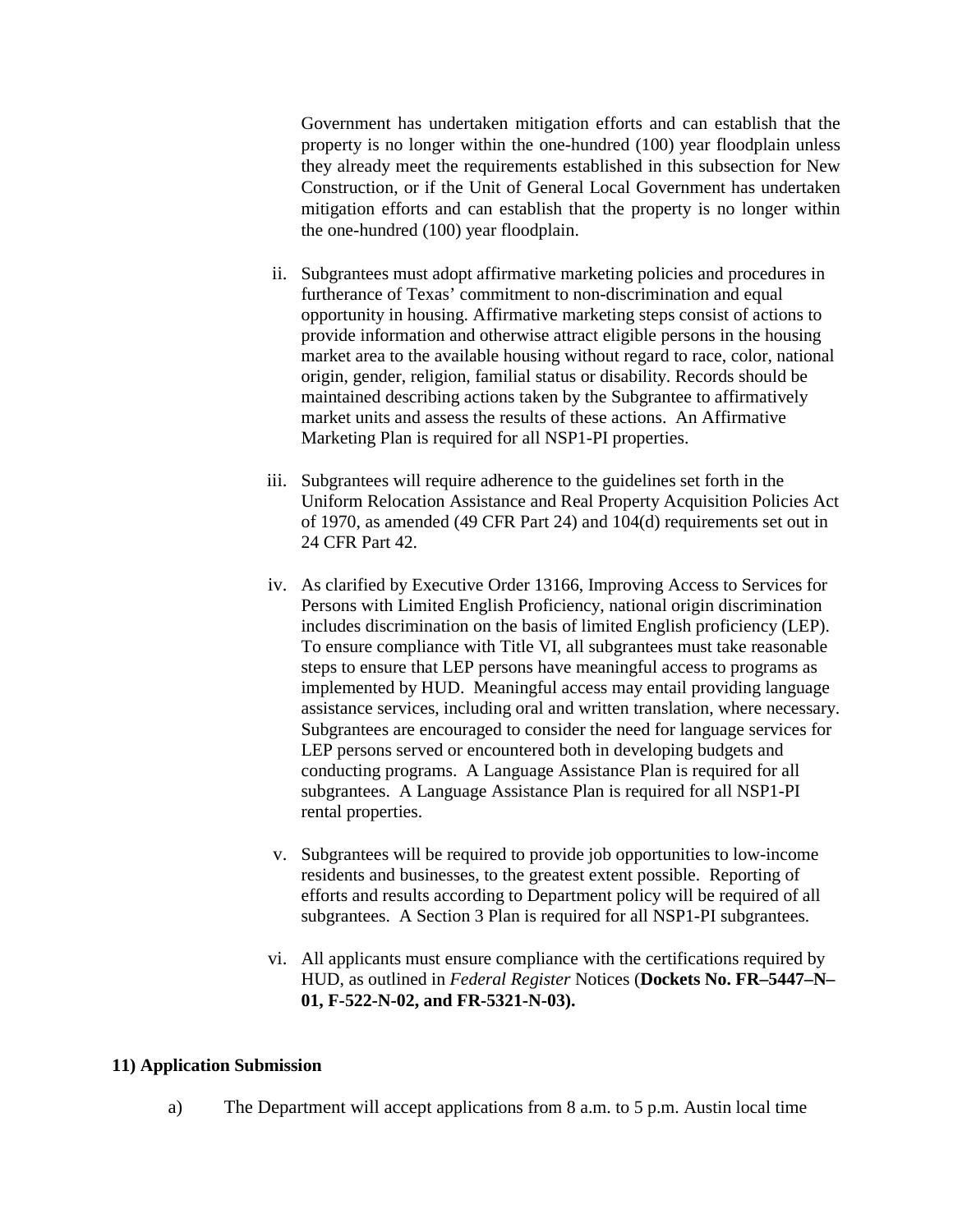Government has undertaken mitigation efforts and can establish that the property is no longer within the one-hundred (100) year floodplain unless they already meet the requirements established in this subsection for New Construction, or if the Unit of General Local Government has undertaken mitigation efforts and can establish that the property is no longer within the one-hundred (100) year floodplain.

ii. Subgrantees must adopt affirmative marketing policies and procedures in furtherance of Texas' commitment to non-discrimination and equal opportunity in housing. Affirmative marketing steps consist of actions to provide information and otherwise attract eligible persons in the housing market area to the available housing without regard to race, color, national origin, gender, religion, familial status or disability. Records should be maintained describing actions taken by the Subgrantee to affirmatively market units and assess the results of these actions. An Affirmative Marketing Plan is required for all NSP1-PI properties.

iii. Subgrantees will require adherence to the guidelines set forth in the Uniform Relocation Assistance and Real Property Acquisition Policies Act of 1970, as amended (49 CFR Part 24) and 104(d) requirements set out in 24 CFR Part 42.

iv. As clarified by Executive Order 13166, Improving Access to Services for Persons with Limited English Proficiency, national origin discrimination includes discrimination on the basis of limited English proficiency (LEP). To ensure compliance with Title VI, all subgrantees must take reasonable steps to ensure that LEP persons have meaningful access to programs as implemented by HUD. Meaningful access may entail providing language assistance services, including oral and written translation, where necessary. Subgrantees are encouraged to consider the need for language services for LEP persons served or encountered both in developing budgets and conducting programs. A Language Assistance Plan is required for all subgrantees. A Language Assistance Plan is required for all NSP1-PI rental properties.

v. Subgrantees will be required to provide job opportunities to low-income residents and businesses, to the greatest extent possible. Reporting of efforts and results according to Department policy will be required of all subgrantees. A Section 3 Plan is required for all NSP1-PI subgrantees.

vi. All applicants must ensure compliance with the certifications required by HUD, as outlined in *Federal Register* Notices (**Dockets No. FR–5447–N–01, F-522-N-02, and FR-5321-N-03).**

### 11) Application Submission

a) The Department will accept applications from 8 a.m. to 5 p.m. Austin local time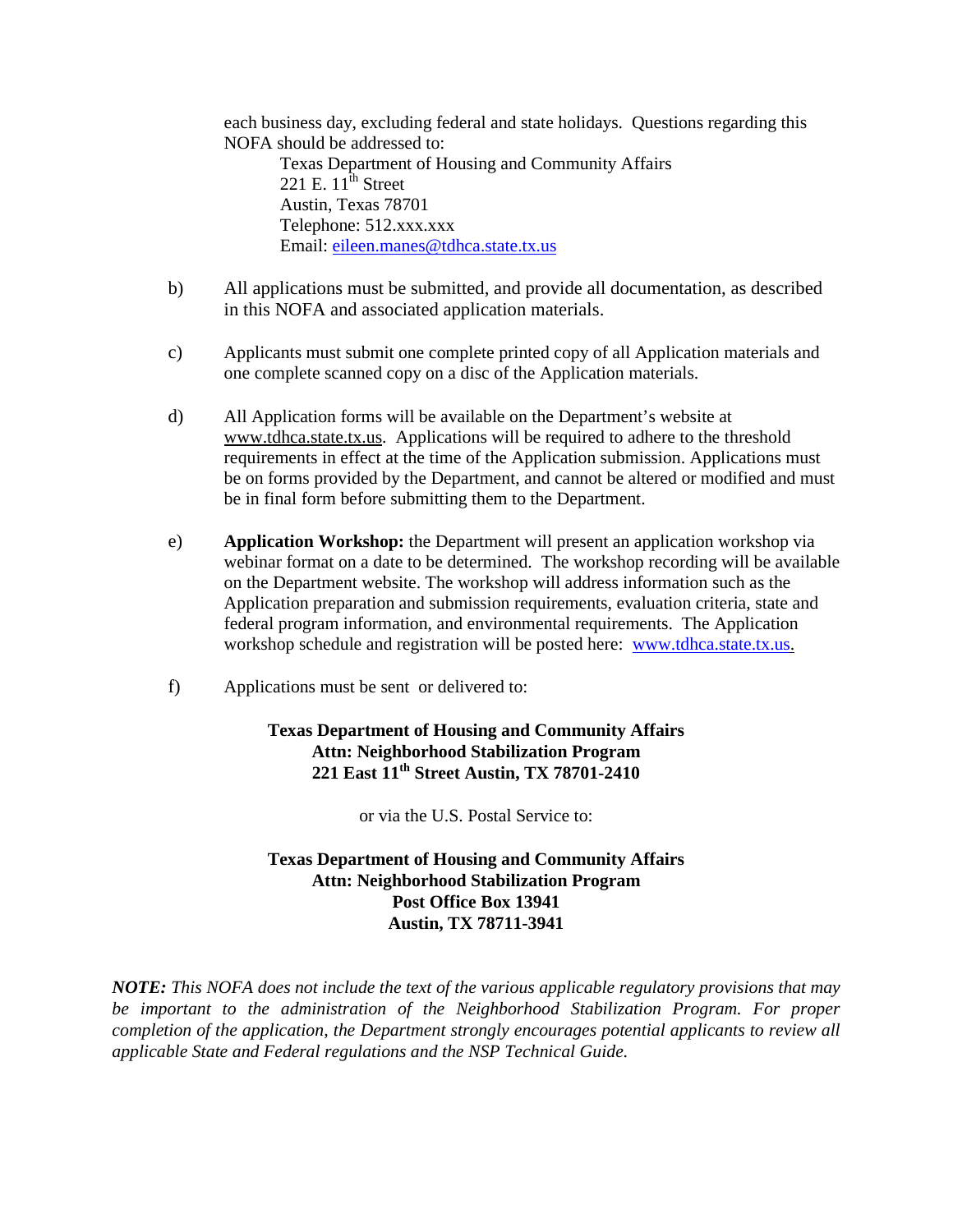each business day, excluding federal and state holidays. Questions regarding this NOFA should be addressed to:

Texas Department of Housing and Community Affairs
221 E. 11th Street
Austin, Texas 78701
Telephone: 512.xxx.xxx
Email: eileen.manes@tdhca.state.tx.us

b) All applications must be submitted, and provide all documentation, as described in this NOFA and associated application materials.

c) Applicants must submit one complete printed copy of all Application materials and one complete scanned copy on a disc of the Application materials.

d) All Application forms will be available on the Department's website at www.tdhca.state.tx.us. Applications will be required to adhere to the threshold requirements in effect at the time of the Application submission. Applications must be on forms provided by the Department, and cannot be altered or modified and must be in final form before submitting them to the Department.

e) **Application Workshop:** the Department will present an application workshop via webinar format on a date to be determined. The workshop recording will be available on the Department website. The workshop will address information such as the Application preparation and submission requirements, evaluation criteria, state and federal program information, and environmental requirements. The Application workshop schedule and registration will be posted here: www.tdhca.state.tx.us.

f) Applications must be sent or delivered to:

**Texas Department of Housing and Community Affairs**
**Attn: Neighborhood Stabilization Program**
**221 East 11th Street Austin, TX 78701-2410**

or via the U.S. Postal Service to:

**Texas Department of Housing and Community Affairs**
**Attn: Neighborhood Stabilization Program**
**Post Office Box 13941**
**Austin, TX 78711-3941**

***NOTE:*** *This NOFA does not include the text of the various applicable regulatory provisions that may be important to the administration of the Neighborhood Stabilization Program. For proper completion of the application, the Department strongly encourages potential applicants to review all applicable State and Federal regulations and the NSP Technical Guide.*